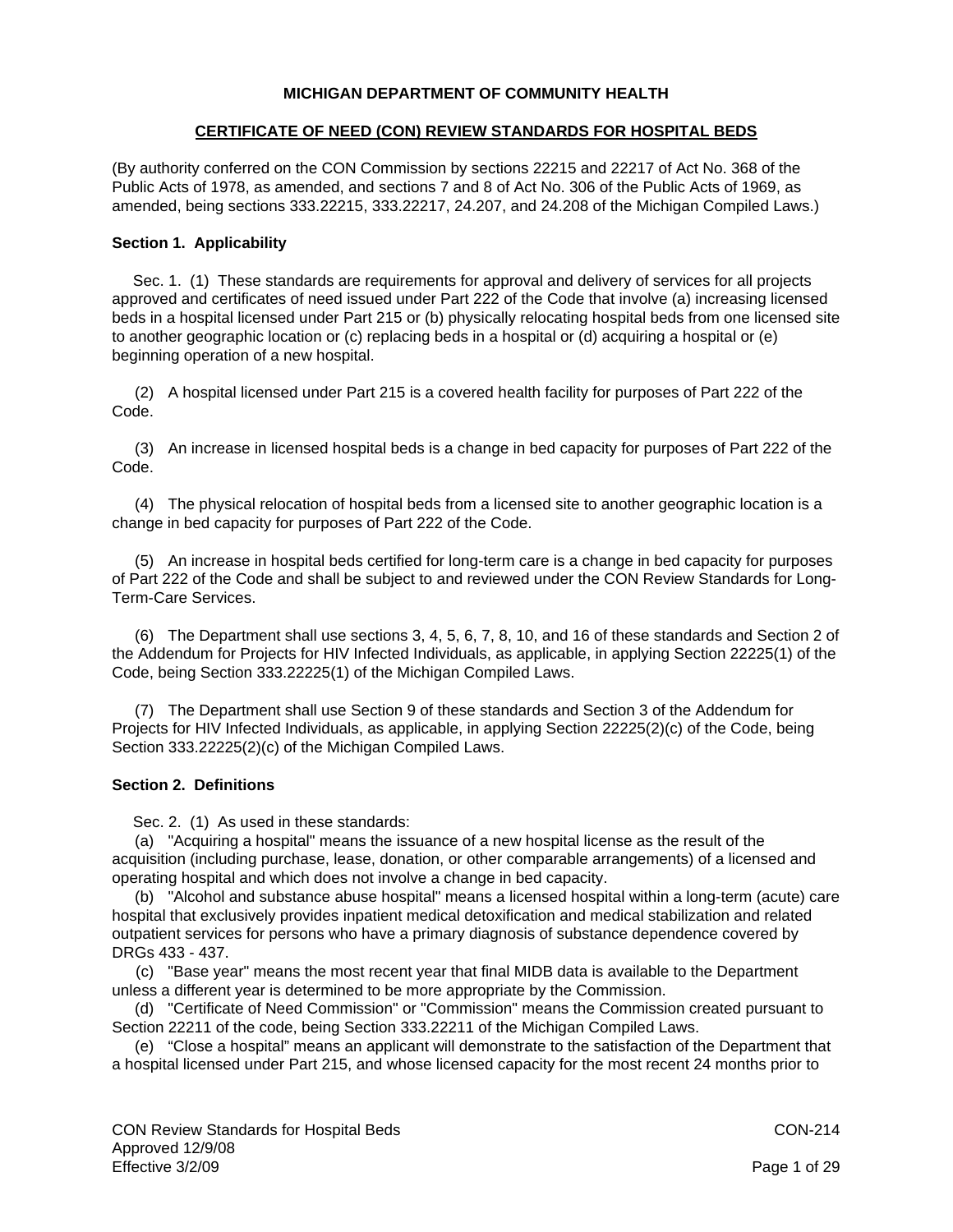**MICHIGAN DEPARTMENT OF COMMUNITY HEALTH**

**CERTIFICATE OF NEED (CON) REVIEW STANDARDS FOR HOSPITAL BEDS**

(By authority conferred on the CON Commission by sections 22215 and 22217 of Act No. 368 of the Public Acts of 1978, as amended, and sections 7 and 8 of Act No. 306 of the Public Acts of 1969, as amended, being sections 333.22215, 333.22217, 24.207, and 24.208 of the Michigan Compiled Laws.)

### Section 1. Applicability

Sec. 1. (1) These standards are requirements for approval and delivery of services for all projects approved and certificates of need issued under Part 222 of the Code that involve (a) increasing licensed beds in a hospital licensed under Part 215 or (b) physically relocating hospital beds from one licensed site to another geographic location or (c) replacing beds in a hospital or (d) acquiring a hospital or (e) beginning operation of a new hospital.

(2) A hospital licensed under Part 215 is a covered health facility for purposes of Part 222 of the Code.

(3) An increase in licensed hospital beds is a change in bed capacity for purposes of Part 222 of the Code.

(4) The physical relocation of hospital beds from a licensed site to another geographic location is a change in bed capacity for purposes of Part 222 of the Code.

(5) An increase in hospital beds certified for long-term care is a change in bed capacity for purposes of Part 222 of the Code and shall be subject to and reviewed under the CON Review Standards for Long-Term-Care Services.

(6) The Department shall use sections 3, 4, 5, 6, 7, 8, 10, and 16 of these standards and Section 2 of the Addendum for Projects for HIV Infected Individuals, as applicable, in applying Section 22225(1) of the Code, being Section 333.22225(1) of the Michigan Compiled Laws.

(7) The Department shall use Section 9 of these standards and Section 3 of the Addendum for Projects for HIV Infected Individuals, as applicable, in applying Section 22225(2)(c) of the Code, being Section 333.22225(2)(c) of the Michigan Compiled Laws.

### Section 2. Definitions

Sec. 2. (1) As used in these standards:

(a) "Acquiring a hospital" means the issuance of a new hospital license as the result of the acquisition (including purchase, lease, donation, or other comparable arrangements) of a licensed and operating hospital and which does not involve a change in bed capacity.

(b) "Alcohol and substance abuse hospital" means a licensed hospital within a long-term (acute) care hospital that exclusively provides inpatient medical detoxification and medical stabilization and related outpatient services for persons who have a primary diagnosis of substance dependence covered by DRGs 433 - 437.

(c) "Base year" means the most recent year that final MIDB data is available to the Department unless a different year is determined to be more appropriate by the Commission.

(d) "Certificate of Need Commission" or "Commission" means the Commission created pursuant to Section 22211 of the code, being Section 333.22211 of the Michigan Compiled Laws.

(e) “Close a hospital” means an applicant will demonstrate to the satisfaction of the Department that a hospital licensed under Part 215, and whose licensed capacity for the most recent 24 months prior to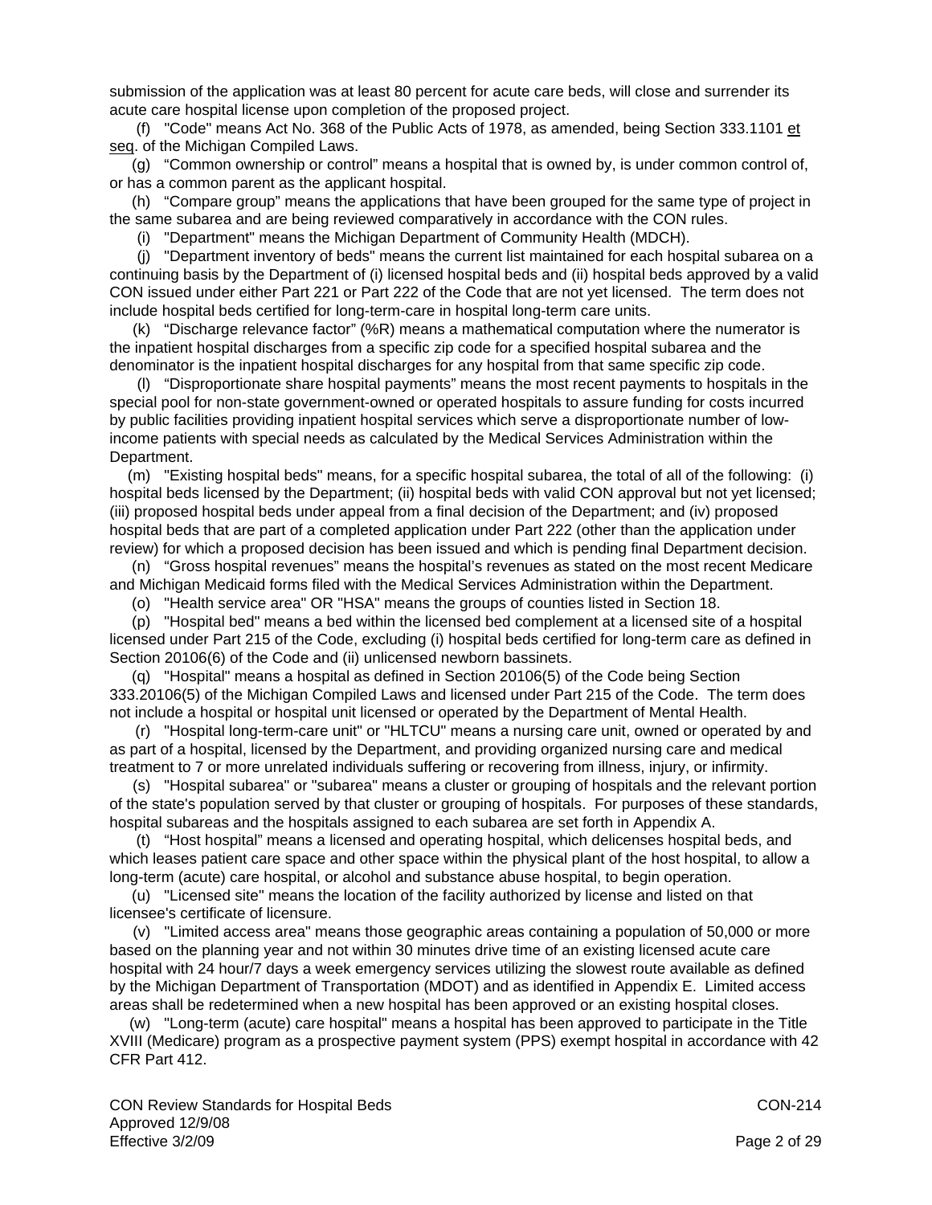submission of the application was at least 80 percent for acute care beds, will close and surrender its acute care hospital license upon completion of the proposed project.

(f) "Code" means Act No. 368 of the Public Acts of 1978, as amended, being Section 333.1101 et seq. of the Michigan Compiled Laws.

(g) "Common ownership or control" means a hospital that is owned by, is under common control of, or has a common parent as the applicant hospital.

(h) "Compare group" means the applications that have been grouped for the same type of project in the same subarea and are being reviewed comparatively in accordance with the CON rules.

(i) "Department" means the Michigan Department of Community Health (MDCH).

(j) "Department inventory of beds" means the current list maintained for each hospital subarea on a continuing basis by the Department of (i) licensed hospital beds and (ii) hospital beds approved by a valid CON issued under either Part 221 or Part 222 of the Code that are not yet licensed. The term does not include hospital beds certified for long-term-care in hospital long-term care units.

(k) "Discharge relevance factor" (%R) means a mathematical computation where the numerator is the inpatient hospital discharges from a specific zip code for a specified hospital subarea and the denominator is the inpatient hospital discharges for any hospital from that same specific zip code.

(l) "Disproportionate share hospital payments" means the most recent payments to hospitals in the special pool for non-state government-owned or operated hospitals to assure funding for costs incurred by public facilities providing inpatient hospital services which serve a disproportionate number of low-income patients with special needs as calculated by the Medical Services Administration within the Department.

(m) "Existing hospital beds" means, for a specific hospital subarea, the total of all of the following: (i) hospital beds licensed by the Department; (ii) hospital beds with valid CON approval but not yet licensed; (iii) proposed hospital beds under appeal from a final decision of the Department; and (iv) proposed hospital beds that are part of a completed application under Part 222 (other than the application under review) for which a proposed decision has been issued and which is pending final Department decision.

(n) "Gross hospital revenues" means the hospital's revenues as stated on the most recent Medicare and Michigan Medicaid forms filed with the Medical Services Administration within the Department.

(o) "Health service area" OR "HSA" means the groups of counties listed in Section 18.

(p) "Hospital bed" means a bed within the licensed bed complement at a licensed site of a hospital licensed under Part 215 of the Code, excluding (i) hospital beds certified for long-term care as defined in Section 20106(6) of the Code and (ii) unlicensed newborn bassinets.

(q) "Hospital" means a hospital as defined in Section 20106(5) of the Code being Section 333.20106(5) of the Michigan Compiled Laws and licensed under Part 215 of the Code. The term does not include a hospital or hospital unit licensed or operated by the Department of Mental Health.

(r) "Hospital long-term-care unit" or "HLTCU" means a nursing care unit, owned or operated by and as part of a hospital, licensed by the Department, and providing organized nursing care and medical treatment to 7 or more unrelated individuals suffering or recovering from illness, injury, or infirmity.

(s) "Hospital subarea" or "subarea" means a cluster or grouping of hospitals and the relevant portion of the state's population served by that cluster or grouping of hospitals. For purposes of these standards, hospital subareas and the hospitals assigned to each subarea are set forth in Appendix A.

(t) "Host hospital" means a licensed and operating hospital, which delicenses hospital beds, and which leases patient care space and other space within the physical plant of the host hospital, to allow a long-term (acute) care hospital, or alcohol and substance abuse hospital, to begin operation.

(u) "Licensed site" means the location of the facility authorized by license and listed on that licensee's certificate of licensure.

(v) "Limited access area" means those geographic areas containing a population of 50,000 or more based on the planning year and not within 30 minutes drive time of an existing licensed acute care hospital with 24 hour/7 days a week emergency services utilizing the slowest route available as defined by the Michigan Department of Transportation (MDOT) and as identified in Appendix E. Limited access areas shall be redetermined when a new hospital has been approved or an existing hospital closes.

(w) "Long-term (acute) care hospital" means a hospital has been approved to participate in the Title XVIII (Medicare) program as a prospective payment system (PPS) exempt hospital in accordance with 42 CFR Part 412.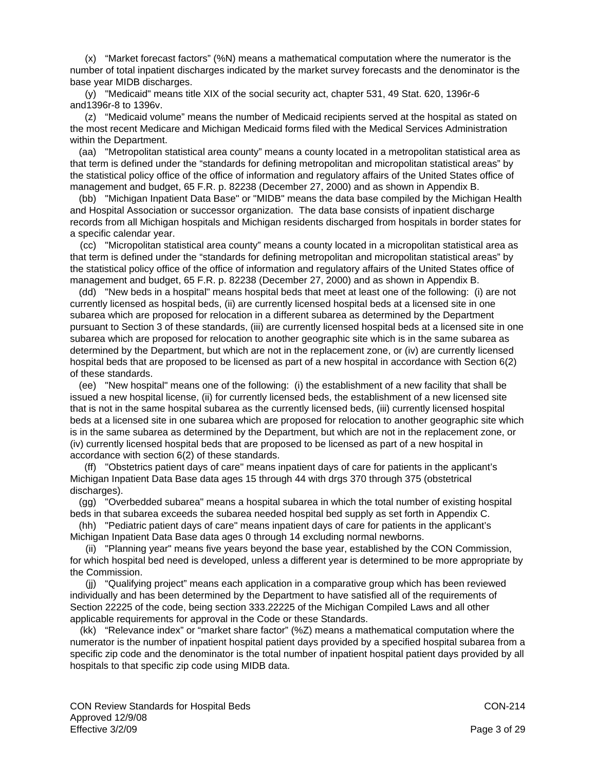(x) "Market forecast factors" (%N) means a mathematical computation where the numerator is the number of total inpatient discharges indicated by the market survey forecasts and the denominator is the base year MIDB discharges.

(y) "Medicaid" means title XIX of the social security act, chapter 531, 49 Stat. 620, 1396r-6 and1396r-8 to 1396v.

(z) "Medicaid volume" means the number of Medicaid recipients served at the hospital as stated on the most recent Medicare and Michigan Medicaid forms filed with the Medical Services Administration within the Department.

(aa) "Metropolitan statistical area county" means a county located in a metropolitan statistical area as that term is defined under the "standards for defining metropolitan and micropolitan statistical areas" by the statistical policy office of the office of information and regulatory affairs of the United States office of management and budget, 65 F.R. p. 82238 (December 27, 2000) and as shown in Appendix B.

(bb) "Michigan Inpatient Data Base" or "MIDB" means the data base compiled by the Michigan Health and Hospital Association or successor organization. The data base consists of inpatient discharge records from all Michigan hospitals and Michigan residents discharged from hospitals in border states for a specific calendar year.

(cc) "Micropolitan statistical area county" means a county located in a micropolitan statistical area as that term is defined under the "standards for defining metropolitan and micropolitan statistical areas" by the statistical policy office of the office of information and regulatory affairs of the United States office of management and budget, 65 F.R. p. 82238 (December 27, 2000) and as shown in Appendix B.

(dd) "New beds in a hospital" means hospital beds that meet at least one of the following: (i) are not currently licensed as hospital beds, (ii) are currently licensed hospital beds at a licensed site in one subarea which are proposed for relocation in a different subarea as determined by the Department pursuant to Section 3 of these standards, (iii) are currently licensed hospital beds at a licensed site in one subarea which are proposed for relocation to another geographic site which is in the same subarea as determined by the Department, but which are not in the replacement zone, or (iv) are currently licensed hospital beds that are proposed to be licensed as part of a new hospital in accordance with Section 6(2) of these standards.

(ee) "New hospital" means one of the following: (i) the establishment of a new facility that shall be issued a new hospital license, (ii) for currently licensed beds, the establishment of a new licensed site that is not in the same hospital subarea as the currently licensed beds, (iii) currently licensed hospital beds at a licensed site in one subarea which are proposed for relocation to another geographic site which is in the same subarea as determined by the Department, but which are not in the replacement zone, or (iv) currently licensed hospital beds that are proposed to be licensed as part of a new hospital in accordance with section 6(2) of these standards.

(ff) "Obstetrics patient days of care" means inpatient days of care for patients in the applicant's Michigan Inpatient Data Base data ages 15 through 44 with drgs 370 through 375 (obstetrical discharges).

(gg) "Overbedded subarea" means a hospital subarea in which the total number of existing hospital beds in that subarea exceeds the subarea needed hospital bed supply as set forth in Appendix C.

(hh) "Pediatric patient days of care" means inpatient days of care for patients in the applicant's Michigan Inpatient Data Base data ages 0 through 14 excluding normal newborns.

(ii) "Planning year" means five years beyond the base year, established by the CON Commission, for which hospital bed need is developed, unless a different year is determined to be more appropriate by the Commission.

(jj) "Qualifying project" means each application in a comparative group which has been reviewed individually and has been determined by the Department to have satisfied all of the requirements of Section 22225 of the code, being section 333.22225 of the Michigan Compiled Laws and all other applicable requirements for approval in the Code or these Standards.

(kk) "Relevance index" or "market share factor" (%Z) means a mathematical computation where the numerator is the number of inpatient hospital patient days provided by a specified hospital subarea from a specific zip code and the denominator is the total number of inpatient hospital patient days provided by all hospitals to that specific zip code using MIDB data.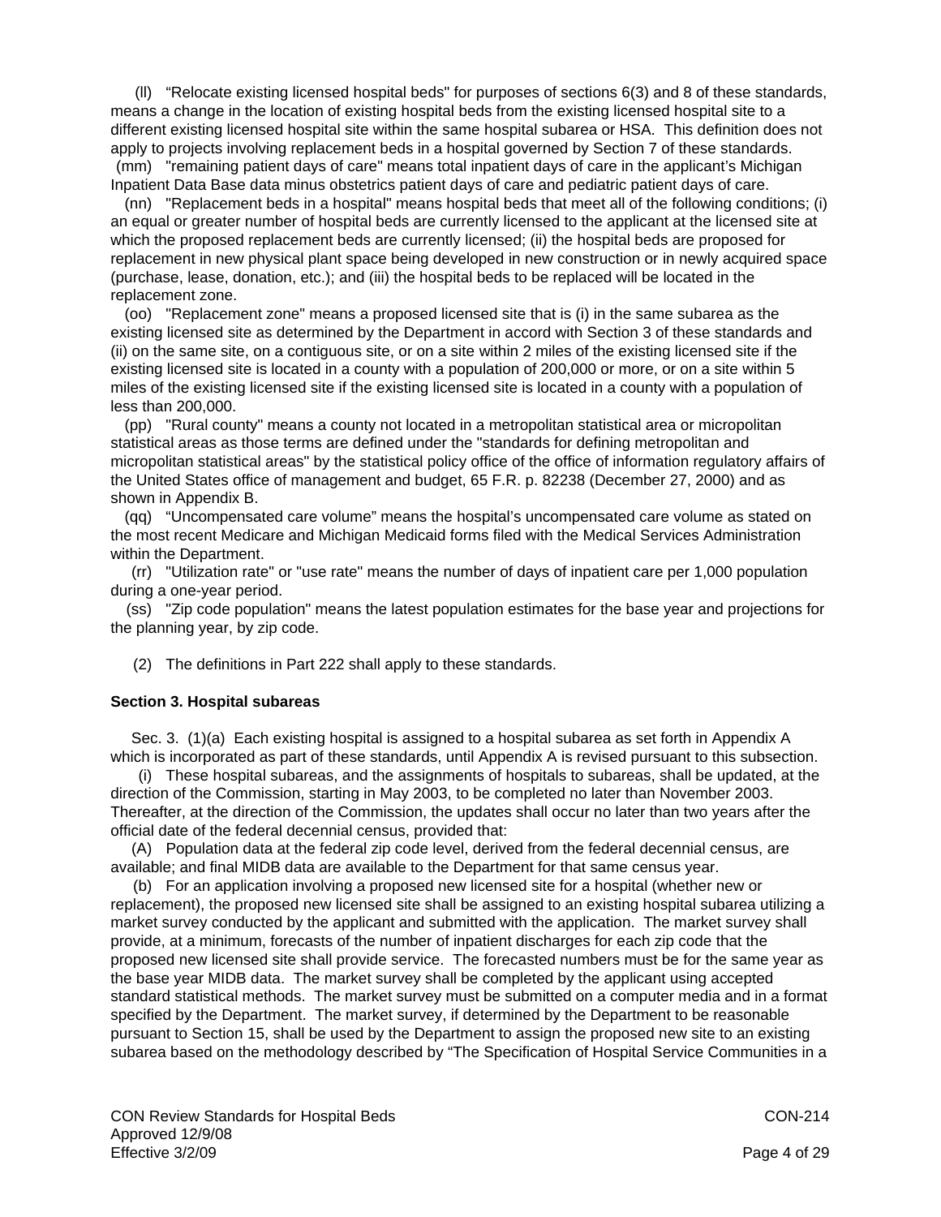(ll) "Relocate existing licensed hospital beds" for purposes of sections 6(3) and 8 of these standards, means a change in the location of existing hospital beds from the existing licensed hospital site to a different existing licensed hospital site within the same hospital subarea or HSA. This definition does not apply to projects involving replacement beds in a hospital governed by Section 7 of these standards.

(mm) "remaining patient days of care" means total inpatient days of care in the applicant's Michigan Inpatient Data Base data minus obstetrics patient days of care and pediatric patient days of care.

(nn) "Replacement beds in a hospital" means hospital beds that meet all of the following conditions; (i) an equal or greater number of hospital beds are currently licensed to the applicant at the licensed site at which the proposed replacement beds are currently licensed; (ii) the hospital beds are proposed for replacement in new physical plant space being developed in new construction or in newly acquired space (purchase, lease, donation, etc.); and (iii) the hospital beds to be replaced will be located in the replacement zone.

(oo) "Replacement zone" means a proposed licensed site that is (i) in the same subarea as the existing licensed site as determined by the Department in accord with Section 3 of these standards and (ii) on the same site, on a contiguous site, or on a site within 2 miles of the existing licensed site if the existing licensed site is located in a county with a population of 200,000 or more, or on a site within 5 miles of the existing licensed site if the existing licensed site is located in a county with a population of less than 200,000.

(pp) "Rural county" means a county not located in a metropolitan statistical area or micropolitan statistical areas as those terms are defined under the "standards for defining metropolitan and micropolitan statistical areas" by the statistical policy office of the office of information regulatory affairs of the United States office of management and budget, 65 F.R. p. 82238 (December 27, 2000) and as shown in Appendix B.

(qq) "Uncompensated care volume" means the hospital's uncompensated care volume as stated on the most recent Medicare and Michigan Medicaid forms filed with the Medical Services Administration within the Department.

(rr) "Utilization rate" or "use rate" means the number of days of inpatient care per 1,000 population during a one-year period.

(ss) "Zip code population" means the latest population estimates for the base year and projections for the planning year, by zip code.

(2) The definitions in Part 222 shall apply to these standards.

**Section 3. Hospital subareas**

Sec. 3. (1)(a) Each existing hospital is assigned to a hospital subarea as set forth in Appendix A which is incorporated as part of these standards, until Appendix A is revised pursuant to this subsection.

(i) These hospital subareas, and the assignments of hospitals to subareas, shall be updated, at the direction of the Commission, starting in May 2003, to be completed no later than November 2003. Thereafter, at the direction of the Commission, the updates shall occur no later than two years after the official date of the federal decennial census, provided that:

(A) Population data at the federal zip code level, derived from the federal decennial census, are available; and final MIDB data are available to the Department for that same census year.

(b) For an application involving a proposed new licensed site for a hospital (whether new or replacement), the proposed new licensed site shall be assigned to an existing hospital subarea utilizing a market survey conducted by the applicant and submitted with the application. The market survey shall provide, at a minimum, forecasts of the number of inpatient discharges for each zip code that the proposed new licensed site shall provide service. The forecasted numbers must be for the same year as the base year MIDB data. The market survey shall be completed by the applicant using accepted standard statistical methods. The market survey must be submitted on a computer media and in a format specified by the Department. The market survey, if determined by the Department to be reasonable pursuant to Section 15, shall be used by the Department to assign the proposed new site to an existing subarea based on the methodology described by "The Specification of Hospital Service Communities in a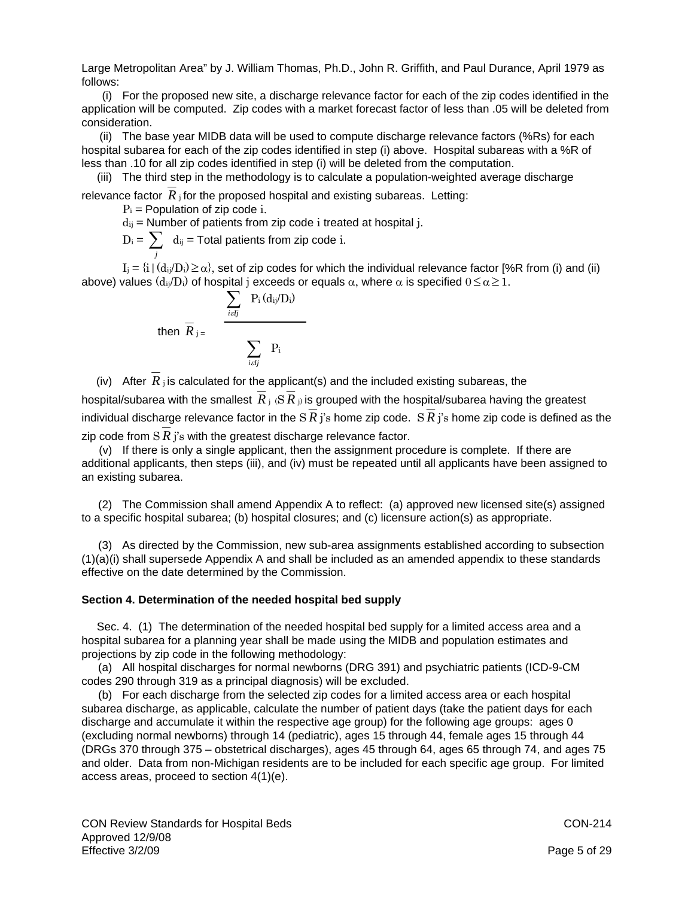Large Metropolitan Area" by J. William Thomas, Ph.D., John R. Griffith, and Paul Durance, April 1979 as follows:

(i) For the proposed new site, a discharge relevance factor for each of the zip codes identified in the application will be computed. Zip codes with a market forecast factor of less than .05 will be deleted from consideration.

(ii) The base year MIDB data will be used to compute discharge relevance factors (%Rs) for each hospital subarea for each of the zip codes identified in step (i) above. Hospital subareas with a %R of less than .10 for all zip codes identified in step (i) will be deleted from the computation.

(iii) The third step in the methodology is to calculate a population-weighted average discharge relevance factor $\overline{R}_j$ for the proposed hospital and existing subareas. Letting:

$P_i$ = Population of zip code $i$.

$d_{ij}$ = Number of patients from zip code $i$ treated at hospital $j$.

$D_i = \sum_j d_{ij}$ = Total patients from zip code $i$.

$I_j = \{i \mid (d_{ij}/D_i) \geq \alpha\}$, set of zip codes for which the individual relevance factor [%R from (i) and (ii) above) values $(d_{ij}/D_i)$ of hospital j exceeds or equals $\alpha$, where $\alpha$ is specified $0 \leq \alpha \geq 1$.

then $$\overline{R}_j = \frac{\sum_{i \varepsilon Ij} P_i \, (d_{ij}/D_i)}{\sum_{i \varepsilon Ij} P_i}$$

(iv) After $\overline{R}_j$ is calculated for the applicant(s) and the included existing subareas, the hospital/subarea with the smallest $\overline{R}_j$ ($S\overline{R}_j$) is grouped with the hospital/subarea having the greatest individual discharge relevance factor in the $S\overline{R}_j$'s home zip code. $S\overline{R}_j$'s home zip code is defined as the zip code from $S\overline{R}_j$'s with the greatest discharge relevance factor.

(v) If there is only a single applicant, then the assignment procedure is complete. If there are additional applicants, then steps (iii), and (iv) must be repeated until all applicants have been assigned to an existing subarea.

(2) The Commission shall amend Appendix A to reflect: (a) approved new licensed site(s) assigned to a specific hospital subarea; (b) hospital closures; and (c) licensure action(s) as appropriate.

(3) As directed by the Commission, new sub-area assignments established according to subsection (1)(a)(i) shall supersede Appendix A and shall be included as an amended appendix to these standards effective on the date determined by the Commission.

**Section 4. Determination of the needed hospital bed supply**

Sec. 4. (1) The determination of the needed hospital bed supply for a limited access area and a hospital subarea for a planning year shall be made using the MIDB and population estimates and projections by zip code in the following methodology:

(a) All hospital discharges for normal newborns (DRG 391) and psychiatric patients (ICD-9-CM codes 290 through 319 as a principal diagnosis) will be excluded.

(b) For each discharge from the selected zip codes for a limited access area or each hospital subarea discharge, as applicable, calculate the number of patient days (take the patient days for each discharge and accumulate it within the respective age group) for the following age groups: ages 0 (excluding normal newborns) through 14 (pediatric), ages 15 through 44, female ages 15 through 44 (DRGs 370 through 375 – obstetrical discharges), ages 45 through 64, ages 65 through 74, and ages 75 and older. Data from non-Michigan residents are to be included for each specific age group. For limited access areas, proceed to section 4(1)(e).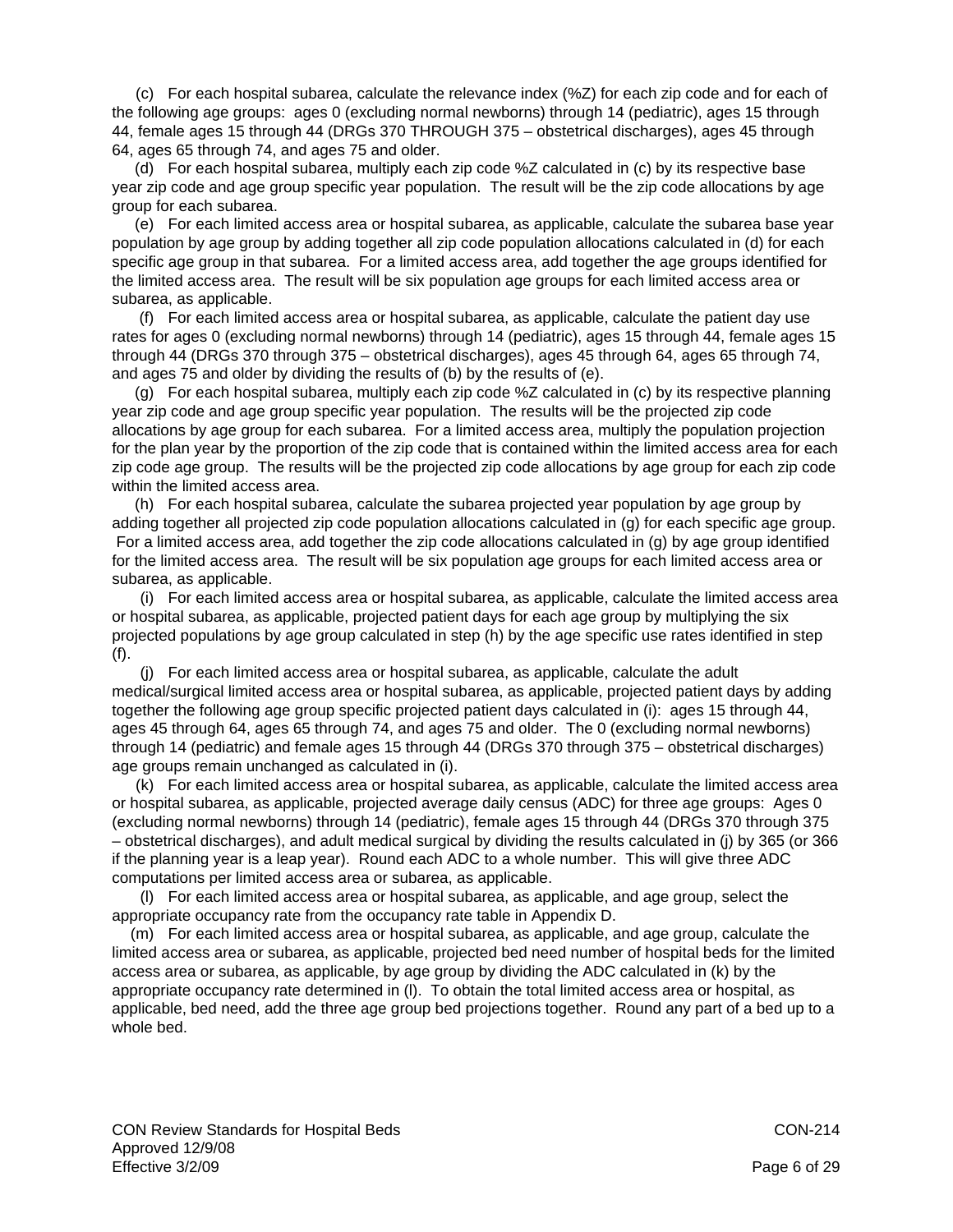(c) For each hospital subarea, calculate the relevance index (%Z) for each zip code and for each of the following age groups: ages 0 (excluding normal newborns) through 14 (pediatric), ages 15 through 44, female ages 15 through 44 (DRGs 370 THROUGH 375 – obstetrical discharges), ages 45 through 64, ages 65 through 74, and ages 75 and older.

(d) For each hospital subarea, multiply each zip code %Z calculated in (c) by its respective base year zip code and age group specific year population. The result will be the zip code allocations by age group for each subarea.

(e) For each limited access area or hospital subarea, as applicable, calculate the subarea base year population by age group by adding together all zip code population allocations calculated in (d) for each specific age group in that subarea. For a limited access area, add together the age groups identified for the limited access area. The result will be six population age groups for each limited access area or subarea, as applicable.

(f) For each limited access area or hospital subarea, as applicable, calculate the patient day use rates for ages 0 (excluding normal newborns) through 14 (pediatric), ages 15 through 44, female ages 15 through 44 (DRGs 370 through 375 – obstetrical discharges), ages 45 through 64, ages 65 through 74, and ages 75 and older by dividing the results of (b) by the results of (e).

(g) For each hospital subarea, multiply each zip code %Z calculated in (c) by its respective planning year zip code and age group specific year population. The results will be the projected zip code allocations by age group for each subarea. For a limited access area, multiply the population projection for the plan year by the proportion of the zip code that is contained within the limited access area for each zip code age group. The results will be the projected zip code allocations by age group for each zip code within the limited access area.

(h) For each hospital subarea, calculate the subarea projected year population by age group by adding together all projected zip code population allocations calculated in (g) for each specific age group. For a limited access area, add together the zip code allocations calculated in (g) by age group identified for the limited access area. The result will be six population age groups for each limited access area or subarea, as applicable.

(i) For each limited access area or hospital subarea, as applicable, calculate the limited access area or hospital subarea, as applicable, projected patient days for each age group by multiplying the six projected populations by age group calculated in step (h) by the age specific use rates identified in step (f).

(j) For each limited access area or hospital subarea, as applicable, calculate the adult medical/surgical limited access area or hospital subarea, as applicable, projected patient days by adding together the following age group specific projected patient days calculated in (i): ages 15 through 44, ages 45 through 64, ages 65 through 74, and ages 75 and older. The 0 (excluding normal newborns) through 14 (pediatric) and female ages 15 through 44 (DRGs 370 through 375 – obstetrical discharges) age groups remain unchanged as calculated in (i).

(k) For each limited access area or hospital subarea, as applicable, calculate the limited access area or hospital subarea, as applicable, projected average daily census (ADC) for three age groups: Ages 0 (excluding normal newborns) through 14 (pediatric), female ages 15 through 44 (DRGs 370 through 375 – obstetrical discharges), and adult medical surgical by dividing the results calculated in (j) by 365 (or 366 if the planning year is a leap year). Round each ADC to a whole number. This will give three ADC computations per limited access area or subarea, as applicable.

(l) For each limited access area or hospital subarea, as applicable, and age group, select the appropriate occupancy rate from the occupancy rate table in Appendix D.

(m) For each limited access area or hospital subarea, as applicable, and age group, calculate the limited access area or subarea, as applicable, projected bed need number of hospital beds for the limited access area or subarea, as applicable, by age group by dividing the ADC calculated in (k) by the appropriate occupancy rate determined in (l). To obtain the total limited access area or hospital, as applicable, bed need, add the three age group bed projections together. Round any part of a bed up to a whole bed.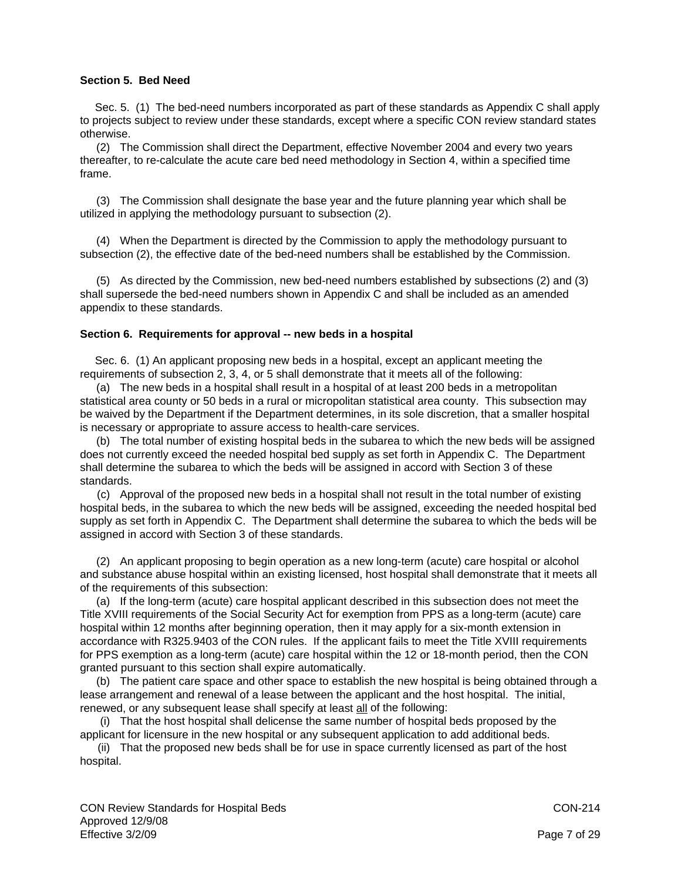### Section 5. Bed Need

Sec. 5. (1) The bed-need numbers incorporated as part of these standards as Appendix C shall apply to projects subject to review under these standards, except where a specific CON review standard states otherwise.

(2) The Commission shall direct the Department, effective November 2004 and every two years thereafter, to re-calculate the acute care bed need methodology in Section 4, within a specified time frame.

(3) The Commission shall designate the base year and the future planning year which shall be utilized in applying the methodology pursuant to subsection (2).

(4) When the Department is directed by the Commission to apply the methodology pursuant to subsection (2), the effective date of the bed-need numbers shall be established by the Commission.

(5) As directed by the Commission, new bed-need numbers established by subsections (2) and (3) shall supersede the bed-need numbers shown in Appendix C and shall be included as an amended appendix to these standards.

### Section 6. Requirements for approval -- new beds in a hospital

Sec. 6. (1) An applicant proposing new beds in a hospital, except an applicant meeting the requirements of subsection 2, 3, 4, or 5 shall demonstrate that it meets all of the following:

(a) The new beds in a hospital shall result in a hospital of at least 200 beds in a metropolitan statistical area county or 50 beds in a rural or micropolitan statistical area county. This subsection may be waived by the Department if the Department determines, in its sole discretion, that a smaller hospital is necessary or appropriate to assure access to health-care services.

(b) The total number of existing hospital beds in the subarea to which the new beds will be assigned does not currently exceed the needed hospital bed supply as set forth in Appendix C. The Department shall determine the subarea to which the beds will be assigned in accord with Section 3 of these standards.

(c) Approval of the proposed new beds in a hospital shall not result in the total number of existing hospital beds, in the subarea to which the new beds will be assigned, exceeding the needed hospital bed supply as set forth in Appendix C. The Department shall determine the subarea to which the beds will be assigned in accord with Section 3 of these standards.

(2) An applicant proposing to begin operation as a new long-term (acute) care hospital or alcohol and substance abuse hospital within an existing licensed, host hospital shall demonstrate that it meets all of the requirements of this subsection:

(a) If the long-term (acute) care hospital applicant described in this subsection does not meet the Title XVIII requirements of the Social Security Act for exemption from PPS as a long-term (acute) care hospital within 12 months after beginning operation, then it may apply for a six-month extension in accordance with R325.9403 of the CON rules. If the applicant fails to meet the Title XVIII requirements for PPS exemption as a long-term (acute) care hospital within the 12 or 18-month period, then the CON granted pursuant to this section shall expire automatically.

(b) The patient care space and other space to establish the new hospital is being obtained through a lease arrangement and renewal of a lease between the applicant and the host hospital. The initial, renewed, or any subsequent lease shall specify at least all of the following:

(i) That the host hospital shall delicense the same number of hospital beds proposed by the applicant for licensure in the new hospital or any subsequent application to add additional beds.

(ii) That the proposed new beds shall be for use in space currently licensed as part of the host hospital.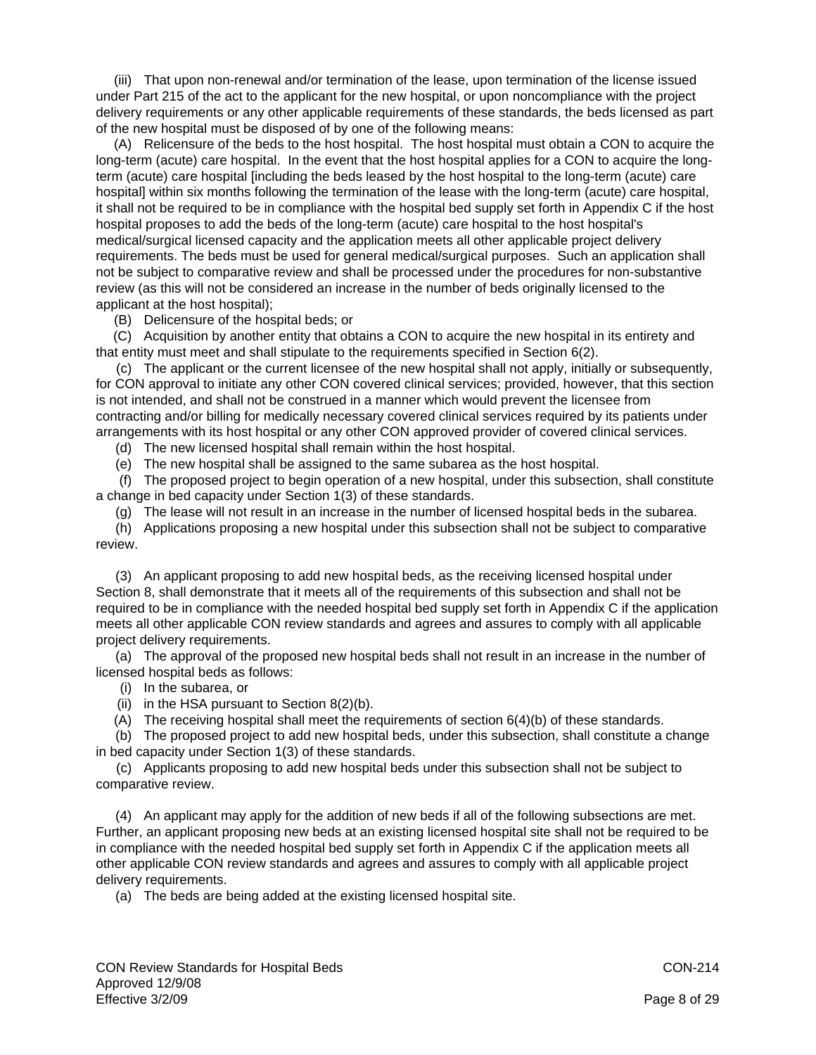(iii) That upon non-renewal and/or termination of the lease, upon termination of the license issued under Part 215 of the act to the applicant for the new hospital, or upon noncompliance with the project delivery requirements or any other applicable requirements of these standards, the beds licensed as part of the new hospital must be disposed of by one of the following means:

(A) Relicensure of the beds to the host hospital. The host hospital must obtain a CON to acquire the long-term (acute) care hospital. In the event that the host hospital applies for a CON to acquire the long-term (acute) care hospital [including the beds leased by the host hospital to the long-term (acute) care hospital] within six months following the termination of the lease with the long-term (acute) care hospital, it shall not be required to be in compliance with the hospital bed supply set forth in Appendix C if the host hospital proposes to add the beds of the long-term (acute) care hospital to the host hospital's medical/surgical licensed capacity and the application meets all other applicable project delivery requirements. The beds must be used for general medical/surgical purposes. Such an application shall not be subject to comparative review and shall be processed under the procedures for non-substantive review (as this will not be considered an increase in the number of beds originally licensed to the applicant at the host hospital);

(B) Delicensure of the hospital beds; or

(C) Acquisition by another entity that obtains a CON to acquire the new hospital in its entirety and that entity must meet and shall stipulate to the requirements specified in Section 6(2).

(c) The applicant or the current licensee of the new hospital shall not apply, initially or subsequently, for CON approval to initiate any other CON covered clinical services; provided, however, that this section is not intended, and shall not be construed in a manner which would prevent the licensee from contracting and/or billing for medically necessary covered clinical services required by its patients under arrangements with its host hospital or any other CON approved provider of covered clinical services.

(d) The new licensed hospital shall remain within the host hospital.

(e) The new hospital shall be assigned to the same subarea as the host hospital.

(f) The proposed project to begin operation of a new hospital, under this subsection, shall constitute a change in bed capacity under Section 1(3) of these standards.

(g) The lease will not result in an increase in the number of licensed hospital beds in the subarea.

(h) Applications proposing a new hospital under this subsection shall not be subject to comparative review.

(3) An applicant proposing to add new hospital beds, as the receiving licensed hospital under Section 8, shall demonstrate that it meets all of the requirements of this subsection and shall not be required to be in compliance with the needed hospital bed supply set forth in Appendix C if the application meets all other applicable CON review standards and agrees and assures to comply with all applicable project delivery requirements.

(a) The approval of the proposed new hospital beds shall not result in an increase in the number of licensed hospital beds as follows:

(i) In the subarea, or

(ii) in the HSA pursuant to Section 8(2)(b).

(A) The receiving hospital shall meet the requirements of section 6(4)(b) of these standards.

(b) The proposed project to add new hospital beds, under this subsection, shall constitute a change in bed capacity under Section 1(3) of these standards.

(c) Applicants proposing to add new hospital beds under this subsection shall not be subject to comparative review.

(4) An applicant may apply for the addition of new beds if all of the following subsections are met. Further, an applicant proposing new beds at an existing licensed hospital site shall not be required to be in compliance with the needed hospital bed supply set forth in Appendix C if the application meets all other applicable CON review standards and agrees and assures to comply with all applicable project delivery requirements.

(a) The beds are being added at the existing licensed hospital site.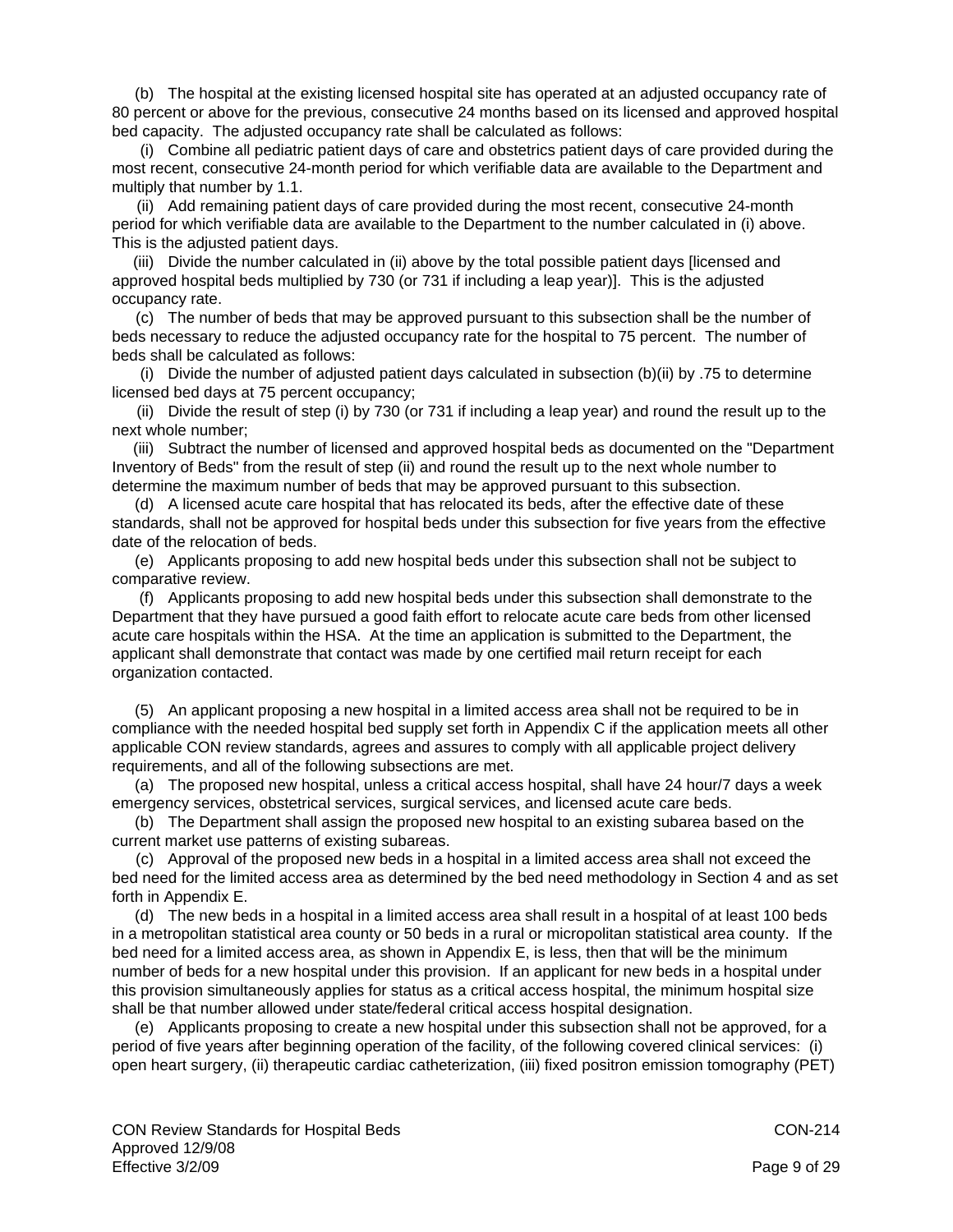(b) The hospital at the existing licensed hospital site has operated at an adjusted occupancy rate of 80 percent or above for the previous, consecutive 24 months based on its licensed and approved hospital bed capacity. The adjusted occupancy rate shall be calculated as follows:

(i) Combine all pediatric patient days of care and obstetrics patient days of care provided during the most recent, consecutive 24-month period for which verifiable data are available to the Department and multiply that number by 1.1.

(ii) Add remaining patient days of care provided during the most recent, consecutive 24-month period for which verifiable data are available to the Department to the number calculated in (i) above. This is the adjusted patient days.

(iii) Divide the number calculated in (ii) above by the total possible patient days [licensed and approved hospital beds multiplied by 730 (or 731 if including a leap year)]. This is the adjusted occupancy rate.

(c) The number of beds that may be approved pursuant to this subsection shall be the number of beds necessary to reduce the adjusted occupancy rate for the hospital to 75 percent. The number of beds shall be calculated as follows:

(i) Divide the number of adjusted patient days calculated in subsection (b)(ii) by .75 to determine licensed bed days at 75 percent occupancy;

(ii) Divide the result of step (i) by 730 (or 731 if including a leap year) and round the result up to the next whole number;

(iii) Subtract the number of licensed and approved hospital beds as documented on the "Department Inventory of Beds" from the result of step (ii) and round the result up to the next whole number to determine the maximum number of beds that may be approved pursuant to this subsection.

(d) A licensed acute care hospital that has relocated its beds, after the effective date of these standards, shall not be approved for hospital beds under this subsection for five years from the effective date of the relocation of beds.

(e) Applicants proposing to add new hospital beds under this subsection shall not be subject to comparative review.

(f) Applicants proposing to add new hospital beds under this subsection shall demonstrate to the Department that they have pursued a good faith effort to relocate acute care beds from other licensed acute care hospitals within the HSA. At the time an application is submitted to the Department, the applicant shall demonstrate that contact was made by one certified mail return receipt for each organization contacted.

(5) An applicant proposing a new hospital in a limited access area shall not be required to be in compliance with the needed hospital bed supply set forth in Appendix C if the application meets all other applicable CON review standards, agrees and assures to comply with all applicable project delivery requirements, and all of the following subsections are met.

(a) The proposed new hospital, unless a critical access hospital, shall have 24 hour/7 days a week emergency services, obstetrical services, surgical services, and licensed acute care beds.

(b) The Department shall assign the proposed new hospital to an existing subarea based on the current market use patterns of existing subareas.

(c) Approval of the proposed new beds in a hospital in a limited access area shall not exceed the bed need for the limited access area as determined by the bed need methodology in Section 4 and as set forth in Appendix E.

(d) The new beds in a hospital in a limited access area shall result in a hospital of at least 100 beds in a metropolitan statistical area county or 50 beds in a rural or micropolitan statistical area county. If the bed need for a limited access area, as shown in Appendix E, is less, then that will be the minimum number of beds for a new hospital under this provision. If an applicant for new beds in a hospital under this provision simultaneously applies for status as a critical access hospital, the minimum hospital size shall be that number allowed under state/federal critical access hospital designation.

(e) Applicants proposing to create a new hospital under this subsection shall not be approved, for a period of five years after beginning operation of the facility, of the following covered clinical services: (i) open heart surgery, (ii) therapeutic cardiac catheterization, (iii) fixed positron emission tomography (PET)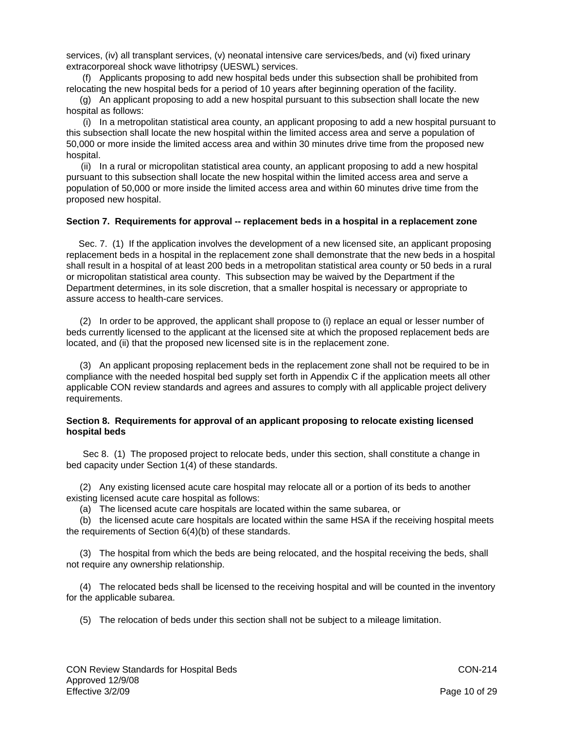services, (iv) all transplant services, (v) neonatal intensive care services/beds, and (vi) fixed urinary extracorporeal shock wave lithotripsy (UESWL) services.

(f) Applicants proposing to add new hospital beds under this subsection shall be prohibited from relocating the new hospital beds for a period of 10 years after beginning operation of the facility.

(g) An applicant proposing to add a new hospital pursuant to this subsection shall locate the new hospital as follows:

(i) In a metropolitan statistical area county, an applicant proposing to add a new hospital pursuant to this subsection shall locate the new hospital within the limited access area and serve a population of 50,000 or more inside the limited access area and within 30 minutes drive time from the proposed new hospital.

(ii) In a rural or micropolitan statistical area county, an applicant proposing to add a new hospital pursuant to this subsection shall locate the new hospital within the limited access area and serve a population of 50,000 or more inside the limited access area and within 60 minutes drive time from the proposed new hospital.

**Section 7. Requirements for approval -- replacement beds in a hospital in a replacement zone**

Sec. 7. (1) If the application involves the development of a new licensed site, an applicant proposing replacement beds in a hospital in the replacement zone shall demonstrate that the new beds in a hospital shall result in a hospital of at least 200 beds in a metropolitan statistical area county or 50 beds in a rural or micropolitan statistical area county. This subsection may be waived by the Department if the Department determines, in its sole discretion, that a smaller hospital is necessary or appropriate to assure access to health-care services.

(2) In order to be approved, the applicant shall propose to (i) replace an equal or lesser number of beds currently licensed to the applicant at the licensed site at which the proposed replacement beds are located, and (ii) that the proposed new licensed site is in the replacement zone.

(3) An applicant proposing replacement beds in the replacement zone shall not be required to be in compliance with the needed hospital bed supply set forth in Appendix C if the application meets all other applicable CON review standards and agrees and assures to comply with all applicable project delivery requirements.

**Section 8. Requirements for approval of an applicant proposing to relocate existing licensed hospital beds**

Sec 8. (1) The proposed project to relocate beds, under this section, shall constitute a change in bed capacity under Section 1(4) of these standards.

(2) Any existing licensed acute care hospital may relocate all or a portion of its beds to another existing licensed acute care hospital as follows:

(a) The licensed acute care hospitals are located within the same subarea, or

(b) the licensed acute care hospitals are located within the same HSA if the receiving hospital meets the requirements of Section 6(4)(b) of these standards.

(3) The hospital from which the beds are being relocated, and the hospital receiving the beds, shall not require any ownership relationship.

(4) The relocated beds shall be licensed to the receiving hospital and will be counted in the inventory for the applicable subarea.

(5) The relocation of beds under this section shall not be subject to a mileage limitation.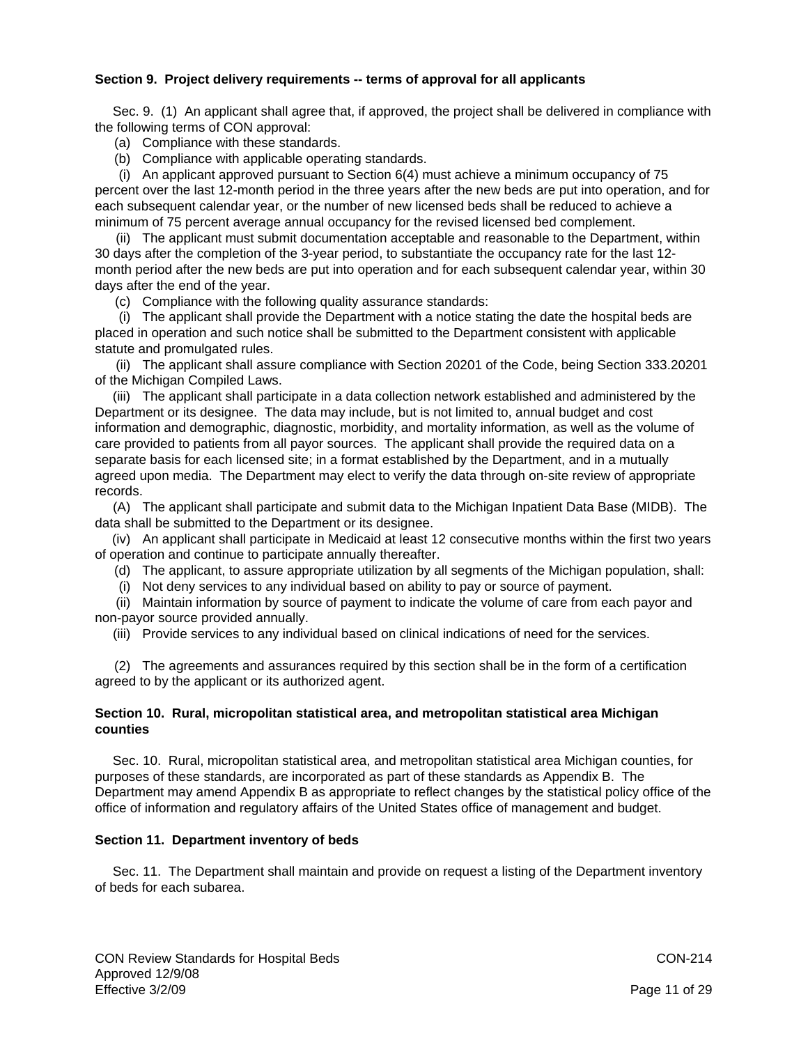### Section 9. Project delivery requirements -- terms of approval for all applicants

Sec. 9. (1) An applicant shall agree that, if approved, the project shall be delivered in compliance with the following terms of CON approval:

(a) Compliance with these standards.

(b) Compliance with applicable operating standards.

(i) An applicant approved pursuant to Section 6(4) must achieve a minimum occupancy of 75 percent over the last 12-month period in the three years after the new beds are put into operation, and for each subsequent calendar year, or the number of new licensed beds shall be reduced to achieve a minimum of 75 percent average annual occupancy for the revised licensed bed complement.

(ii) The applicant must submit documentation acceptable and reasonable to the Department, within 30 days after the completion of the 3-year period, to substantiate the occupancy rate for the last 12-month period after the new beds are put into operation and for each subsequent calendar year, within 30 days after the end of the year.

(c) Compliance with the following quality assurance standards:

(i) The applicant shall provide the Department with a notice stating the date the hospital beds are placed in operation and such notice shall be submitted to the Department consistent with applicable statute and promulgated rules.

(ii) The applicant shall assure compliance with Section 20201 of the Code, being Section 333.20201 of the Michigan Compiled Laws.

(iii) The applicant shall participate in a data collection network established and administered by the Department or its designee. The data may include, but is not limited to, annual budget and cost information and demographic, diagnostic, morbidity, and mortality information, as well as the volume of care provided to patients from all payor sources. The applicant shall provide the required data on a separate basis for each licensed site; in a format established by the Department, and in a mutually agreed upon media. The Department may elect to verify the data through on-site review of appropriate records.

(A) The applicant shall participate and submit data to the Michigan Inpatient Data Base (MIDB). The data shall be submitted to the Department or its designee.

(iv) An applicant shall participate in Medicaid at least 12 consecutive months within the first two years of operation and continue to participate annually thereafter.

(d) The applicant, to assure appropriate utilization by all segments of the Michigan population, shall:

(i) Not deny services to any individual based on ability to pay or source of payment.

(ii) Maintain information by source of payment to indicate the volume of care from each payor and non-payor source provided annually.

(iii) Provide services to any individual based on clinical indications of need for the services.

(2) The agreements and assurances required by this section shall be in the form of a certification agreed to by the applicant or its authorized agent.

### Section 10. Rural, micropolitan statistical area, and metropolitan statistical area Michigan counties

Sec. 10. Rural, micropolitan statistical area, and metropolitan statistical area Michigan counties, for purposes of these standards, are incorporated as part of these standards as Appendix B. The Department may amend Appendix B as appropriate to reflect changes by the statistical policy office of the office of information and regulatory affairs of the United States office of management and budget.

### Section 11. Department inventory of beds

Sec. 11. The Department shall maintain and provide on request a listing of the Department inventory of beds for each subarea.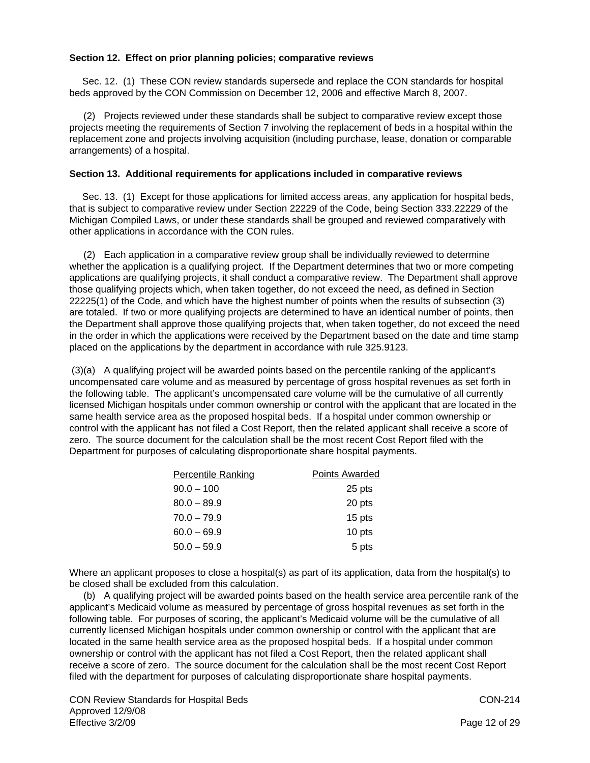**Section 12. Effect on prior planning policies; comparative reviews**

Sec. 12. (1) These CON review standards supersede and replace the CON standards for hospital beds approved by the CON Commission on December 12, 2006 and effective March 8, 2007.

(2) Projects reviewed under these standards shall be subject to comparative review except those projects meeting the requirements of Section 7 involving the replacement of beds in a hospital within the replacement zone and projects involving acquisition (including purchase, lease, donation or comparable arrangements) of a hospital.

**Section 13. Additional requirements for applications included in comparative reviews**

Sec. 13. (1) Except for those applications for limited access areas, any application for hospital beds, that is subject to comparative review under Section 22229 of the Code, being Section 333.22229 of the Michigan Compiled Laws, or under these standards shall be grouped and reviewed comparatively with other applications in accordance with the CON rules.

(2) Each application in a comparative review group shall be individually reviewed to determine whether the application is a qualifying project. If the Department determines that two or more competing applications are qualifying projects, it shall conduct a comparative review. The Department shall approve those qualifying projects which, when taken together, do not exceed the need, as defined in Section 22225(1) of the Code, and which have the highest number of points when the results of subsection (3) are totaled. If two or more qualifying projects are determined to have an identical number of points, then the Department shall approve those qualifying projects that, when taken together, do not exceed the need in the order in which the applications were received by the Department based on the date and time stamp placed on the applications by the department in accordance with rule 325.9123.

(3)(a) A qualifying project will be awarded points based on the percentile ranking of the applicant's uncompensated care volume and as measured by percentage of gross hospital revenues as set forth in the following table. The applicant's uncompensated care volume will be the cumulative of all currently licensed Michigan hospitals under common ownership or control with the applicant that are located in the same health service area as the proposed hospital beds. If a hospital under common ownership or control with the applicant has not filed a Cost Report, then the related applicant shall receive a score of zero. The source document for the calculation shall be the most recent Cost Report filed with the Department for purposes of calculating disproportionate share hospital payments.

| Percentile Ranking | Points Awarded |
|---|---|
| 90.0 – 100 | 25 pts |
| 80.0 – 89.9 | 20 pts |
| 70.0 – 79.9 | 15 pts |
| 60.0 – 69.9 | 10 pts |
| 50.0 – 59.9 | 5 pts |

Where an applicant proposes to close a hospital(s) as part of its application, data from the hospital(s) to be closed shall be excluded from this calculation.

(b) A qualifying project will be awarded points based on the health service area percentile rank of the applicant's Medicaid volume as measured by percentage of gross hospital revenues as set forth in the following table. For purposes of scoring, the applicant's Medicaid volume will be the cumulative of all currently licensed Michigan hospitals under common ownership or control with the applicant that are located in the same health service area as the proposed hospital beds. If a hospital under common ownership or control with the applicant has not filed a Cost Report, then the related applicant shall receive a score of zero. The source document for the calculation shall be the most recent Cost Report filed with the department for purposes of calculating disproportionate share hospital payments.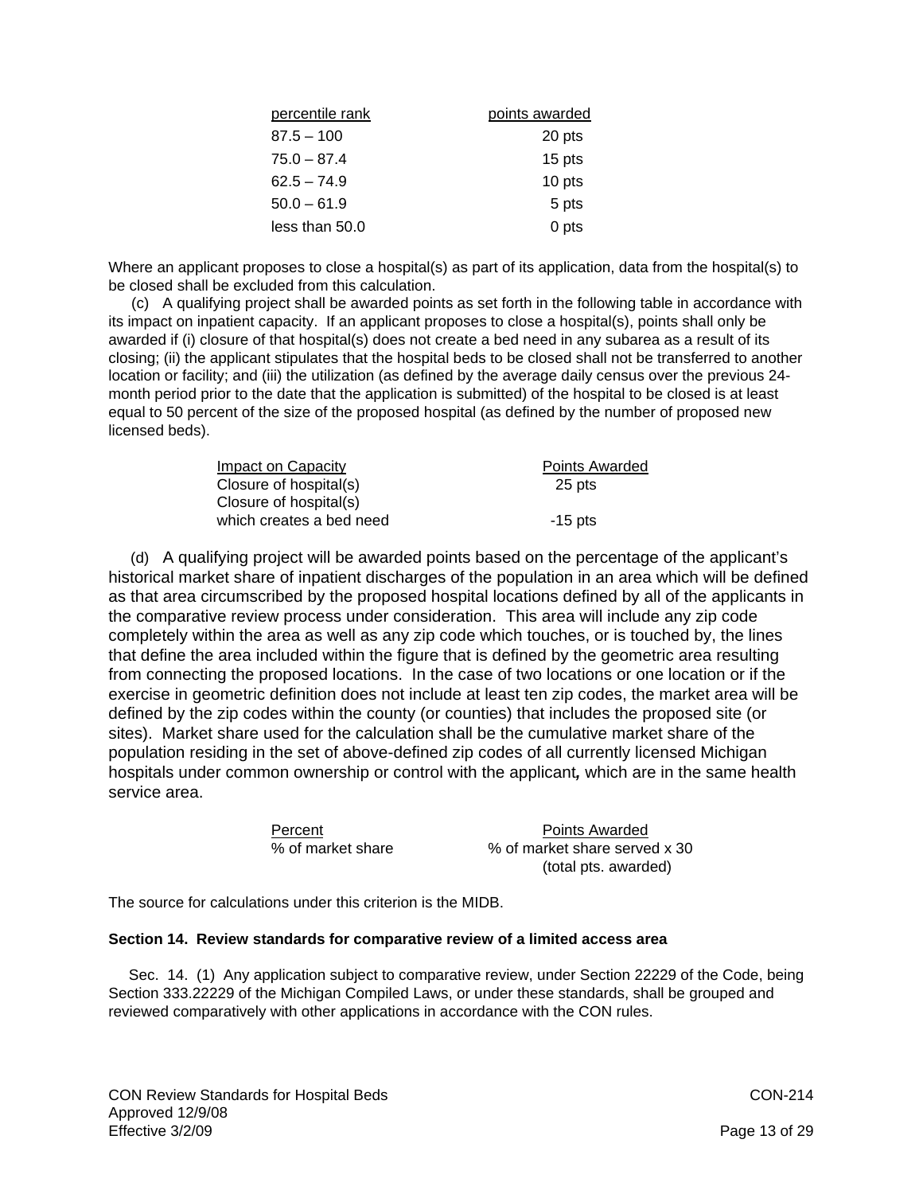| percentile rank | points awarded |
|---|---|
| 87.5 – 100 | 20 pts |
| 75.0 – 87.4 | 15 pts |
| 62.5 – 74.9 | 10 pts |
| 50.0 – 61.9 | 5 pts |
| less than 50.0 | 0 pts |

Where an applicant proposes to close a hospital(s) as part of its application, data from the hospital(s) to be closed shall be excluded from this calculation.

(c) A qualifying project shall be awarded points as set forth in the following table in accordance with its impact on inpatient capacity. If an applicant proposes to close a hospital(s), points shall only be awarded if (i) closure of that hospital(s) does not create a bed need in any subarea as a result of its closing; (ii) the applicant stipulates that the hospital beds to be closed shall not be transferred to another location or facility; and (iii) the utilization (as defined by the average daily census over the previous 24-month period prior to the date that the application is submitted) of the hospital to be closed is at least equal to 50 percent of the size of the proposed hospital (as defined by the number of proposed new licensed beds).

| Impact on Capacity | Points Awarded |
|---|---|
| Closure of hospital(s) | 25 pts |
| Closure of hospital(s) which creates a bed need | -15 pts |

(d) A qualifying project will be awarded points based on the percentage of the applicant's historical market share of inpatient discharges of the population in an area which will be defined as that area circumscribed by the proposed hospital locations defined by all of the applicants in the comparative review process under consideration. This area will include any zip code completely within the area as well as any zip code which touches, or is touched by, the lines that define the area included within the figure that is defined by the geometric area resulting from connecting the proposed locations. In the case of two locations or one location or if the exercise in geometric definition does not include at least ten zip codes, the market area will be defined by the zip codes within the county (or counties) that includes the proposed site (or sites). Market share used for the calculation shall be the cumulative market share of the population residing in the set of above-defined zip codes of all currently licensed Michigan hospitals under common ownership or control with the applicant*,* which are in the same health service area.

| Percent | Points Awarded |
|---|---|
| % of market share | % of market share served x 30 (total pts. awarded) |

The source for calculations under this criterion is the MIDB.

**Section 14. Review standards for comparative review of a limited access area**

Sec. 14. (1) Any application subject to comparative review, under Section 22229 of the Code, being Section 333.22229 of the Michigan Compiled Laws, or under these standards, shall be grouped and reviewed comparatively with other applications in accordance with the CON rules.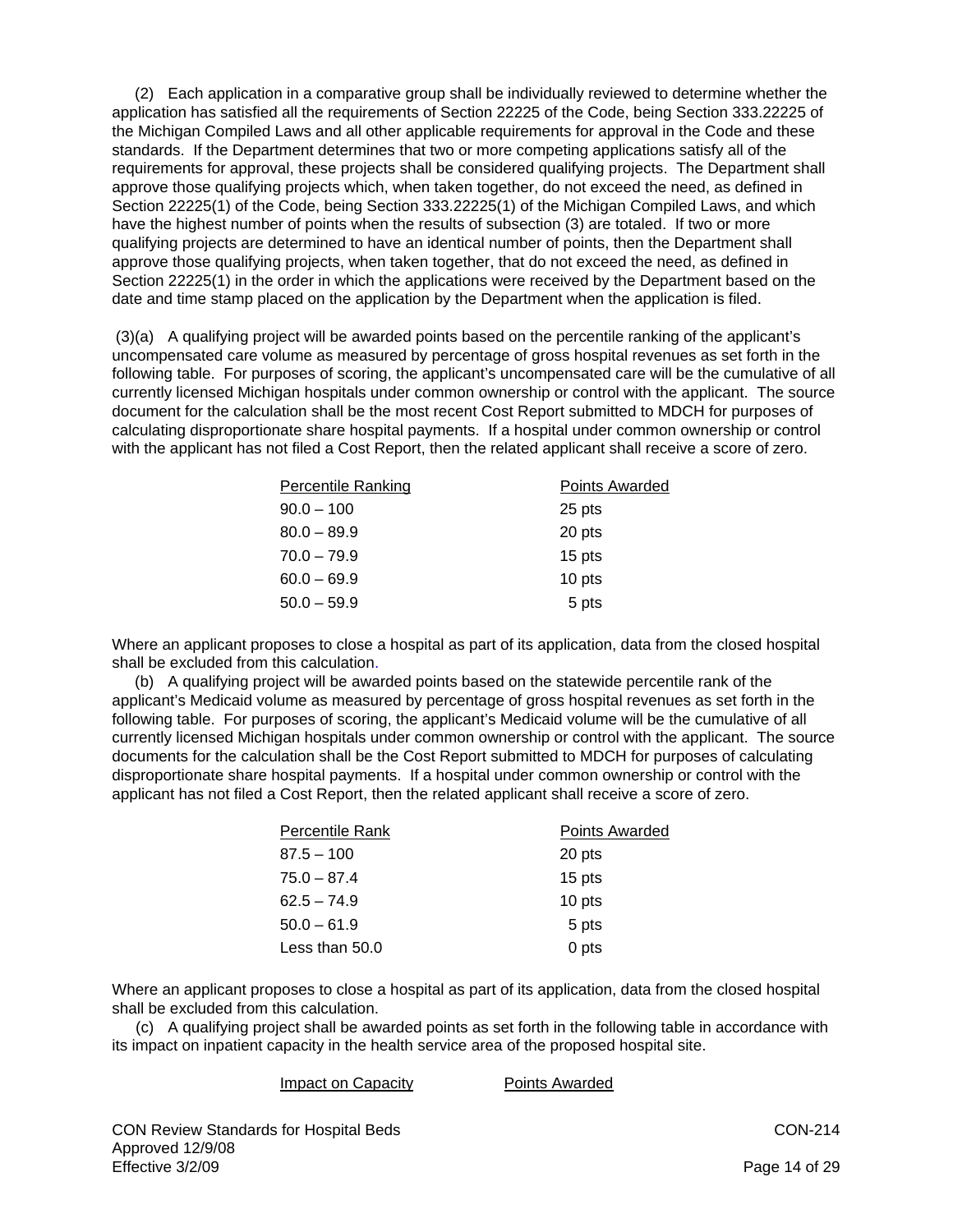(2) Each application in a comparative group shall be individually reviewed to determine whether the application has satisfied all the requirements of Section 22225 of the Code, being Section 333.22225 of the Michigan Compiled Laws and all other applicable requirements for approval in the Code and these standards. If the Department determines that two or more competing applications satisfy all of the requirements for approval, these projects shall be considered qualifying projects. The Department shall approve those qualifying projects which, when taken together, do not exceed the need, as defined in Section 22225(1) of the Code, being Section 333.22225(1) of the Michigan Compiled Laws, and which have the highest number of points when the results of subsection (3) are totaled. If two or more qualifying projects are determined to have an identical number of points, then the Department shall approve those qualifying projects, when taken together, that do not exceed the need, as defined in Section 22225(1) in the order in which the applications were received by the Department based on the date and time stamp placed on the application by the Department when the application is filed.

(3)(a) A qualifying project will be awarded points based on the percentile ranking of the applicant's uncompensated care volume as measured by percentage of gross hospital revenues as set forth in the following table. For purposes of scoring, the applicant's uncompensated care will be the cumulative of all currently licensed Michigan hospitals under common ownership or control with the applicant. The source document for the calculation shall be the most recent Cost Report submitted to MDCH for purposes of calculating disproportionate share hospital payments. If a hospital under common ownership or control with the applicant has not filed a Cost Report, then the related applicant shall receive a score of zero.

| Percentile Ranking | Points Awarded |
|---|---|
| 90.0 – 100 | 25 pts |
| 80.0 – 89.9 | 20 pts |
| 70.0 – 79.9 | 15 pts |
| 60.0 – 69.9 | 10 pts |
| 50.0 – 59.9 | 5 pts |

Where an applicant proposes to close a hospital as part of its application, data from the closed hospital shall be excluded from this calculation.

(b) A qualifying project will be awarded points based on the statewide percentile rank of the applicant's Medicaid volume as measured by percentage of gross hospital revenues as set forth in the following table. For purposes of scoring, the applicant's Medicaid volume will be the cumulative of all currently licensed Michigan hospitals under common ownership or control with the applicant. The source documents for the calculation shall be the Cost Report submitted to MDCH for purposes of calculating disproportionate share hospital payments. If a hospital under common ownership or control with the applicant has not filed a Cost Report, then the related applicant shall receive a score of zero.

| Percentile Rank | Points Awarded |
|---|---|
| 87.5 – 100 | 20 pts |
| 75.0 – 87.4 | 15 pts |
| 62.5 – 74.9 | 10 pts |
| 50.0 – 61.9 | 5 pts |
| Less than 50.0 | 0 pts |

Where an applicant proposes to close a hospital as part of its application, data from the closed hospital shall be excluded from this calculation.

(c) A qualifying project shall be awarded points as set forth in the following table in accordance with its impact on inpatient capacity in the health service area of the proposed hospital site.

| Impact on Capacity | Points Awarded |
|---|---|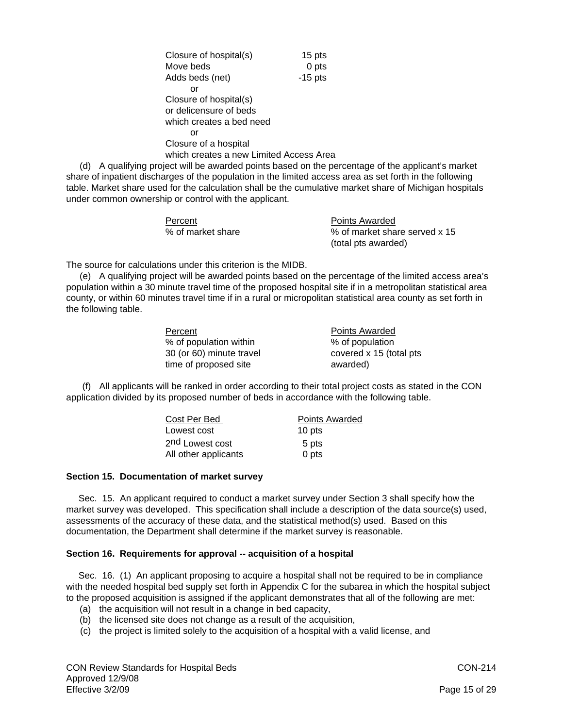| | |
|---|---|
| Closure of hospital(s) | 15 pts |
| Move beds | 0 pts |
| Adds beds (net) | -15 pts |
| or | |
| Closure of hospital(s) or delicensure of beds which creates a bed need | |
| or | |
| Closure of a hospital which creates a new Limited Access Area | |

(d) A qualifying project will be awarded points based on the percentage of the applicant's market share of inpatient discharges of the population in the limited access area as set forth in the following table. Market share used for the calculation shall be the cumulative market share of Michigan hospitals under common ownership or control with the applicant.

| Percent | Points Awarded |
|---|---|
| % of market share | % of market share served x 15 (total pts awarded) |

The source for calculations under this criterion is the MIDB.

(e) A qualifying project will be awarded points based on the percentage of the limited access area's population within a 30 minute travel time of the proposed hospital site if in a metropolitan statistical area county, or within 60 minutes travel time if in a rural or micropolitan statistical area county as set forth in the following table.

| Percent | Points Awarded |
|---|---|
| % of population within 30 (or 60) minute travel time of proposed site | % of population covered x 15 (total pts awarded) |

(f) All applicants will be ranked in order according to their total project costs as stated in the CON application divided by its proposed number of beds in accordance with the following table.

| Cost Per Bed | Points Awarded |
|---|---|
| Lowest cost | 10 pts |
| 2nd Lowest cost | 5 pts |
| All other applicants | 0 pts |

**Section 15. Documentation of market survey**

Sec. 15. An applicant required to conduct a market survey under Section 3 shall specify how the market survey was developed. This specification shall include a description of the data source(s) used, assessments of the accuracy of these data, and the statistical method(s) used. Based on this documentation, the Department shall determine if the market survey is reasonable.

**Section 16. Requirements for approval -- acquisition of a hospital**

Sec. 16. (1) An applicant proposing to acquire a hospital shall not be required to be in compliance with the needed hospital bed supply set forth in Appendix C for the subarea in which the hospital subject to the proposed acquisition is assigned if the applicant demonstrates that all of the following are met:

(a) the acquisition will not result in a change in bed capacity,
(b) the licensed site does not change as a result of the acquisition,
(c) the project is limited solely to the acquisition of a hospital with a valid license, and

CON Review Standards for Hospital Beds
Approved 12/9/08
Effective 3/2/09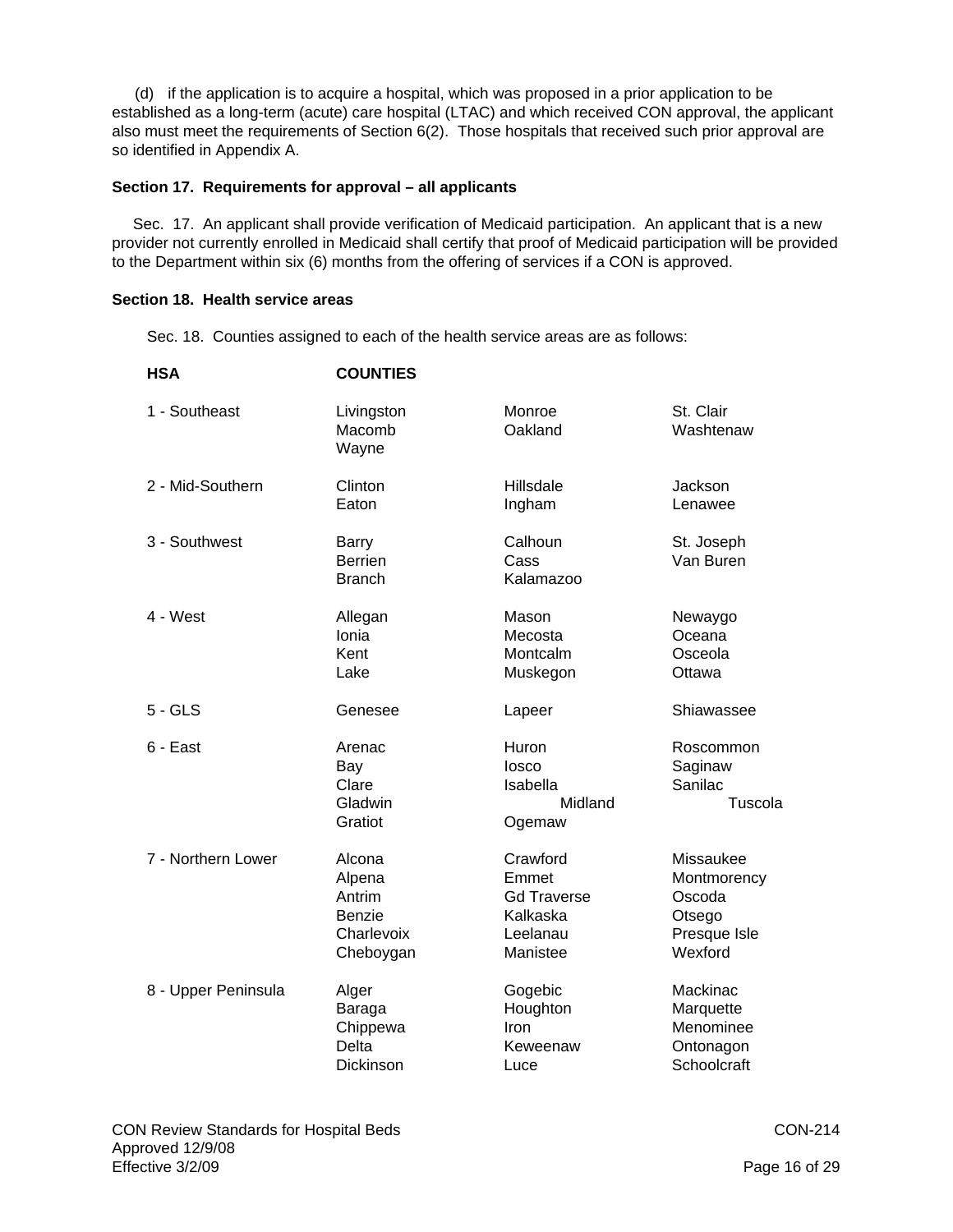(d) if the application is to acquire a hospital, which was proposed in a prior application to be established as a long-term (acute) care hospital (LTAC) and which received CON approval, the applicant also must meet the requirements of Section 6(2). Those hospitals that received such prior approval are so identified in Appendix A.

**Section 17. Requirements for approval – all applicants**

Sec. 17. An applicant shall provide verification of Medicaid participation. An applicant that is a new provider not currently enrolled in Medicaid shall certify that proof of Medicaid participation will be provided to the Department within six (6) months from the offering of services if a CON is approved.

**Section 18. Health service areas**

Sec. 18. Counties assigned to each of the health service areas are as follows:

| HSA | COUNTIES | | |
|---|---|---|---|
| 1 - Southeast | Livingston<br>Macomb<br>Wayne | Monroe<br>Oakland | St. Clair<br>Washtenaw |
| 2 - Mid-Southern | Clinton<br>Eaton | Hillsdale<br>Ingham | Jackson<br>Lenawee |
| 3 - Southwest | Barry<br>Berrien<br>Branch | Calhoun<br>Cass<br>Kalamazoo | St. Joseph<br>Van Buren |
| 4 - West | Allegan<br>Ionia<br>Kent<br>Lake | Mason<br>Mecosta<br>Montcalm<br>Muskegon | Newaygo<br>Oceana<br>Osceola<br>Ottawa |
| 5 - GLS | Genesee | Lapeer | Shiawassee |
| 6 - East | Arenac<br>Bay<br>Clare<br>Gladwin<br>Gratiot | Huron<br>Iosco<br>Isabella<br>Midland<br>Ogemaw | Roscommon<br>Saginaw<br>Sanilac<br>Tuscola |
| 7 - Northern Lower | Alcona<br>Alpena<br>Antrim<br>Benzie<br>Charlevoix<br>Cheboygan | Crawford<br>Emmet<br>Gd Traverse<br>Kalkaska<br>Leelanau<br>Manistee | Missaukee<br>Montmorency<br>Oscoda<br>Otsego<br>Presque Isle<br>Wexford |
| 8 - Upper Peninsula | Alger<br>Baraga<br>Chippewa<br>Delta<br>Dickinson | Gogebic<br>Houghton<br>Iron<br>Keweenaw<br>Luce | Mackinac<br>Marquette<br>Menominee<br>Ontonagon<br>Schoolcraft |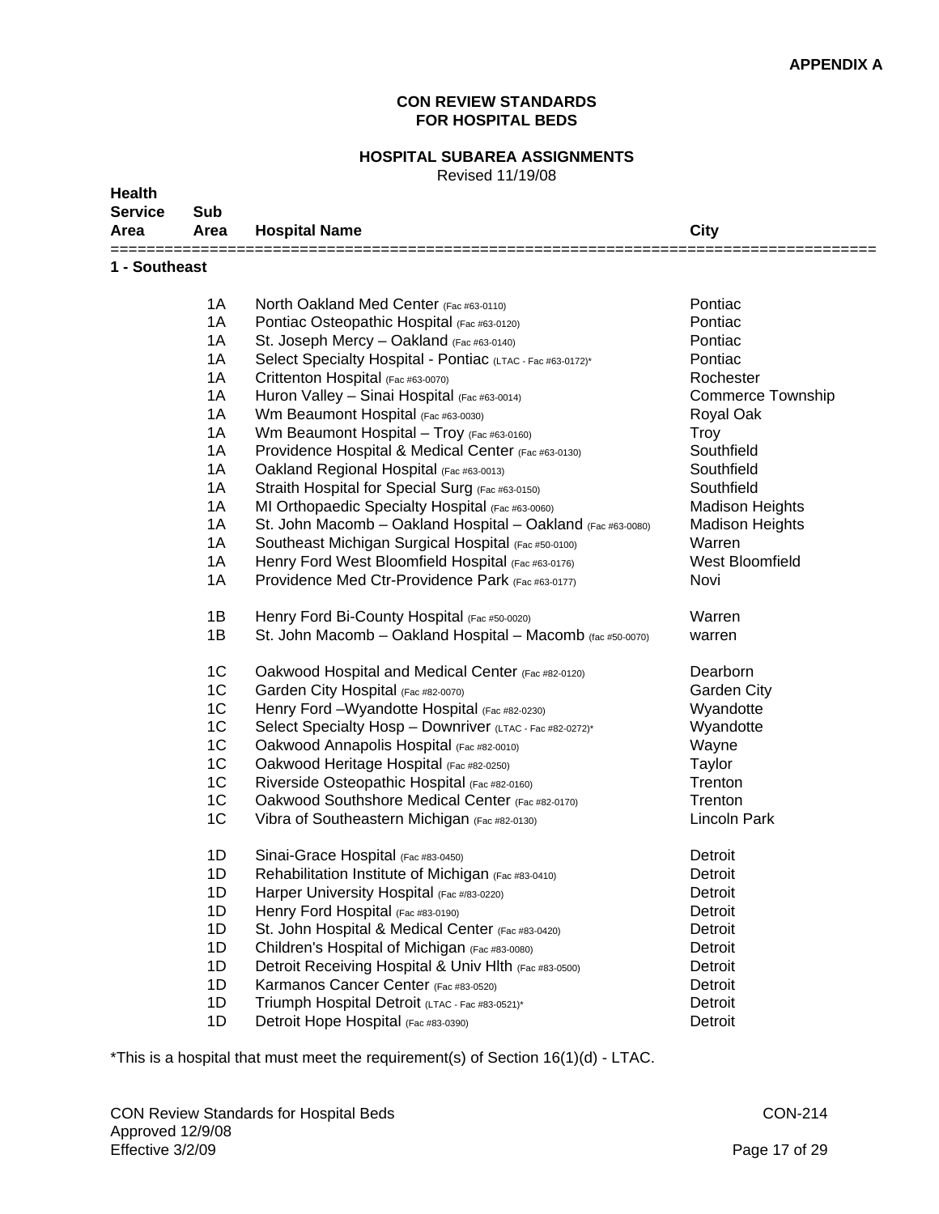**APPENDIX A**

**CON REVIEW STANDARDS FOR HOSPITAL BEDS**

**HOSPITAL SUBAREA ASSIGNMENTS**

Revised 11/19/08

| Health Service Area | Sub Area | Hospital Name | City |
|---|---|---|---|
| **1 - Southeast** | | | |
| | 1A | North Oakland Med Center (Fac #63-0110) | Pontiac |
| | 1A | Pontiac Osteopathic Hospital (Fac #63-0120) | Pontiac |
| | 1A | St. Joseph Mercy – Oakland (Fac #63-0140) | Pontiac |
| | 1A | Select Specialty Hospital - Pontiac (LTAC - Fac #63-0172)* | Pontiac |
| | 1A | Crittenton Hospital (Fac #63-0070) | Rochester |
| | 1A | Huron Valley – Sinai Hospital (Fac #63-0014) | Commerce Township |
| | 1A | Wm Beaumont Hospital (Fac #63-0030) | Royal Oak |
| | 1A | Wm Beaumont Hospital – Troy (Fac #63-0160) | Troy |
| | 1A | Providence Hospital & Medical Center (Fac #63-0130) | Southfield |
| | 1A | Oakland Regional Hospital (Fac #63-0013) | Southfield |
| | 1A | Straith Hospital for Special Surg (Fac #63-0150) | Southfield |
| | 1A | MI Orthopaedic Specialty Hospital (Fac #63-0060) | Madison Heights |
| | 1A | St. John Macomb – Oakland Hospital – Oakland (Fac #63-0080) | Madison Heights |
| | 1A | Southeast Michigan Surgical Hospital (Fac #50-0100) | Warren |
| | 1A | Henry Ford West Bloomfield Hospital (Fac #63-0176) | West Bloomfield |
| | 1A | Providence Med Ctr-Providence Park (Fac #63-0177) | Novi |
| | 1B | Henry Ford Bi-County Hospital (Fac #50-0020) | Warren |
| | 1B | St. John Macomb – Oakland Hospital – Macomb (fac #50-0070) | warren |
| | 1C | Oakwood Hospital and Medical Center (Fac #82-0120) | Dearborn |
| | 1C | Garden City Hospital (Fac #82-0070) | Garden City |
| | 1C | Henry Ford –Wyandotte Hospital (Fac #82-0230) | Wyandotte |
| | 1C | Select Specialty Hosp – Downriver (LTAC - Fac #82-0272)* | Wyandotte |
| | 1C | Oakwood Annapolis Hospital (Fac #82-0010) | Wayne |
| | 1C | Oakwood Heritage Hospital (Fac #82-0250) | Taylor |
| | 1C | Riverside Osteopathic Hospital (Fac #82-0160) | Trenton |
| | 1C | Oakwood Southshore Medical Center (Fac #82-0170) | Trenton |
| | 1C | Vibra of Southeastern Michigan (Fac #82-0130) | Lincoln Park |
| | 1D | Sinai-Grace Hospital (Fac #83-0450) | Detroit |
| | 1D | Rehabilitation Institute of Michigan (Fac #83-0410) | Detroit |
| | 1D | Harper University Hospital (Fac #/83-0220) | Detroit |
| | 1D | Henry Ford Hospital (Fac #83-0190) | Detroit |
| | 1D | St. John Hospital & Medical Center (Fac #83-0420) | Detroit |
| | 1D | Children's Hospital of Michigan (Fac #83-0080) | Detroit |
| | 1D | Detroit Receiving Hospital & Univ Hlth (Fac #83-0500) | Detroit |
| | 1D | Karmanos Cancer Center (Fac #83-0520) | Detroit |
| | 1D | Triumph Hospital Detroit (LTAC - Fac #83-0521)* | Detroit |
| | 1D | Detroit Hope Hospital (Fac #83-0390) | Detroit |

*This is a hospital that must meet the requirement(s) of Section 16(1)(d) - LTAC.

CON Review Standards for Hospital Beds
Approved 12/9/08
Effective 3/2/09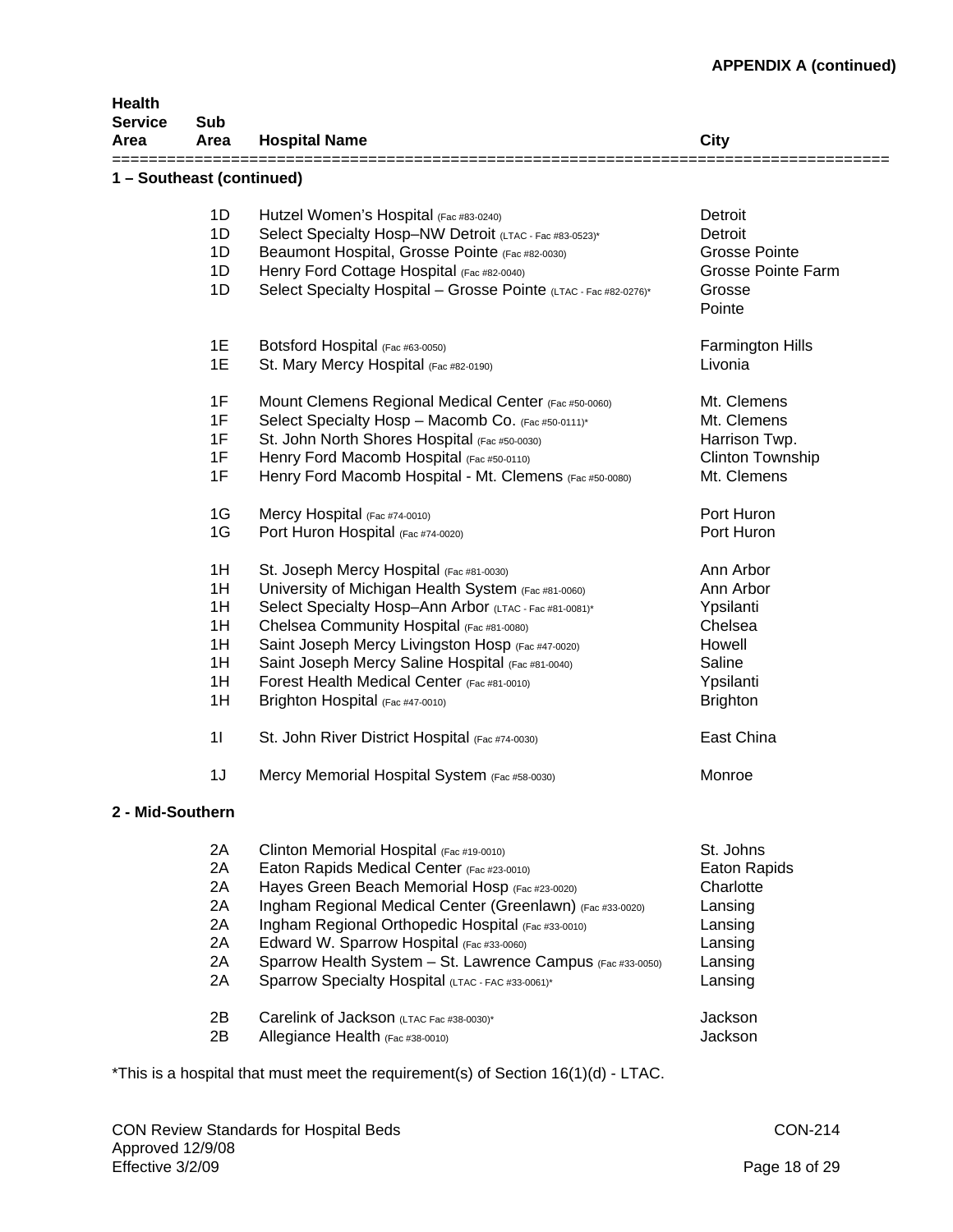**APPENDIX A (continued)**

| Health Service Area | Sub Area | Hospital Name | City |
|---|---|---|---|
| **1 – Southeast (continued)** | | | |
| | 1D | Hutzel Women's Hospital (Fac #83-0240) | Detroit |
| | 1D | Select Specialty Hosp–NW Detroit (LTAC - Fac #83-0523)* | Detroit |
| | 1D | Beaumont Hospital, Grosse Pointe (Fac #82-0030) | Grosse Pointe |
| | 1D | Henry Ford Cottage Hospital (Fac #82-0040) | Grosse Pointe Farm |
| | 1D | Select Specialty Hospital – Grosse Pointe (LTAC - Fac #82-0276)* | Grosse Pointe |
| | 1E | Botsford Hospital (Fac #63-0050) | Farmington Hills |
| | 1E | St. Mary Mercy Hospital (Fac #82-0190) | Livonia |
| | 1F | Mount Clemens Regional Medical Center (Fac #50-0060) | Mt. Clemens |
| | 1F | Select Specialty Hosp – Macomb Co. (Fac #50-0111)* | Mt. Clemens |
| | 1F | St. John North Shores Hospital (Fac #50-0030) | Harrison Twp. |
| | 1F | Henry Ford Macomb Hospital (Fac #50-0110) | Clinton Township |
| | 1F | Henry Ford Macomb Hospital - Mt. Clemens (Fac #50-0080) | Mt. Clemens |
| | 1G | Mercy Hospital (Fac #74-0010) | Port Huron |
| | 1G | Port Huron Hospital (Fac #74-0020) | Port Huron |
| | 1H | St. Joseph Mercy Hospital (Fac #81-0030) | Ann Arbor |
| | 1H | University of Michigan Health System (Fac #81-0060) | Ann Arbor |
| | 1H | Select Specialty Hosp–Ann Arbor (LTAC - Fac #81-0081)* | Ypsilanti |
| | 1H | Chelsea Community Hospital (Fac #81-0080) | Chelsea |
| | 1H | Saint Joseph Mercy Livingston Hosp (Fac #47-0020) | Howell |
| | 1H | Saint Joseph Mercy Saline Hospital (Fac #81-0040) | Saline |
| | 1H | Forest Health Medical Center (Fac #81-0010) | Ypsilanti |
| | 1H | Brighton Hospital (Fac #47-0010) | Brighton |
| | 1I | St. John River District Hospital (Fac #74-0030) | East China |
| | 1J | Mercy Memorial Hospital System (Fac #58-0030) | Monroe |
| **2 - Mid-Southern** | | | |
| | 2A | Clinton Memorial Hospital (Fac #19-0010) | St. Johns |
| | 2A | Eaton Rapids Medical Center (Fac #23-0010) | Eaton Rapids |
| | 2A | Hayes Green Beach Memorial Hosp (Fac #23-0020) | Charlotte |
| | 2A | Ingham Regional Medical Center (Greenlawn) (Fac #33-0020) | Lansing |
| | 2A | Ingham Regional Orthopedic Hospital (Fac #33-0010) | Lansing |
| | 2A | Edward W. Sparrow Hospital (Fac #33-0060) | Lansing |
| | 2A | Sparrow Health System – St. Lawrence Campus (Fac #33-0050) | Lansing |
| | 2A | Sparrow Specialty Hospital (LTAC - FAC #33-0061)* | Lansing |
| | 2B | Carelink of Jackson (LTAC Fac #38-0030)* | Jackson |
| | 2B | Allegiance Health (Fac #38-0010) | Jackson |

*This is a hospital that must meet the requirement(s) of Section 16(1)(d) - LTAC.

CON Review Standards for Hospital Beds
Approved 12/9/08
Effective 3/2/09

CON-214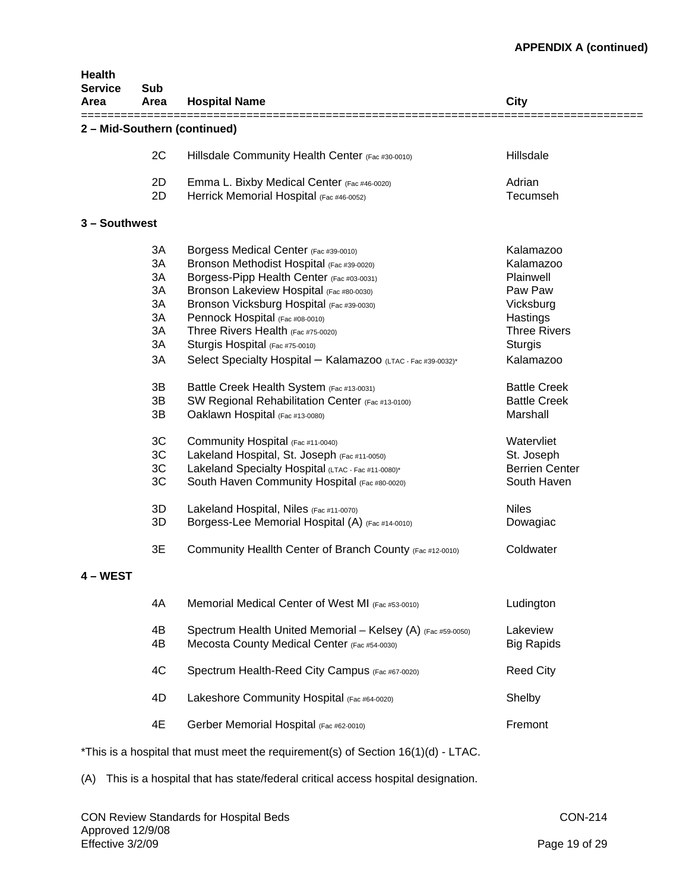**APPENDIX A (continued)**

| Health Service Area | Sub Area | Hospital Name | City |
|---|---|---|---|
| **2 – Mid-Southern (continued)** | | | |
| | 2C | Hillsdale Community Health Center (Fac #30-0010) | Hillsdale |
| | 2D | Emma L. Bixby Medical Center (Fac #46-0020) | Adrian |
| | 2D | Herrick Memorial Hospital (Fac #46-0052) | Tecumseh |
| **3 – Southwest** | | | |
| | 3A | Borgess Medical Center (Fac #39-0010) | Kalamazoo |
| | 3A | Bronson Methodist Hospital (Fac #39-0020) | Kalamazoo |
| | 3A | Borgess-Pipp Health Center (Fac #03-0031) | Plainwell |
| | 3A | Bronson Lakeview Hospital (Fac #80-0030) | Paw Paw |
| | 3A | Bronson Vicksburg Hospital (Fac #39-0030) | Vicksburg |
| | 3A | Pennock Hospital (Fac #08-0010) | Hastings |
| | 3A | Three Rivers Health (Fac #75-0020) | Three Rivers |
| | 3A | Sturgis Hospital (Fac #75-0010) | Sturgis |
| | 3A | Select Specialty Hospital – Kalamazoo (LTAC - Fac #39-0032)* | Kalamazoo |
| | 3B | Battle Creek Health System (Fac #13-0031) | Battle Creek |
| | 3B | SW Regional Rehabilitation Center (Fac #13-0100) | Battle Creek |
| | 3B | Oaklawn Hospital (Fac #13-0080) | Marshall |
| | 3C | Community Hospital (Fac #11-0040) | Watervliet |
| | 3C | Lakeland Hospital, St. Joseph (Fac #11-0050) | St. Joseph |
| | 3C | Lakeland Specialty Hospital (LTAC - Fac #11-0080)* | Berrien Center |
| | 3C | South Haven Community Hospital (Fac #80-0020) | South Haven |
| | 3D | Lakeland Hospital, Niles (Fac #11-0070) | Niles |
| | 3D | Borgess-Lee Memorial Hospital (A) (Fac #14-0010) | Dowagiac |
| | 3E | Community Heallth Center of Branch County (Fac #12-0010) | Coldwater |
| **4 – WEST** | | | |
| | 4A | Memorial Medical Center of West MI (Fac #53-0010) | Ludington |
| | 4B | Spectrum Health United Memorial – Kelsey (A) (Fac #59-0050) | Lakeview |
| | 4B | Mecosta County Medical Center (Fac #54-0030) | Big Rapids |
| | 4C | Spectrum Health-Reed City Campus (Fac #67-0020) | Reed City |
| | 4D | Lakeshore Community Hospital (Fac #64-0020) | Shelby |
| | 4E | Gerber Memorial Hospital (Fac #62-0010) | Fremont |

*This is a hospital that must meet the requirement(s) of Section 16(1)(d) - LTAC.

(A) This is a hospital that has state/federal critical access hospital designation.

CON Review Standards for Hospital Beds CON-214
Approved 12/9/08
Effective 3/2/09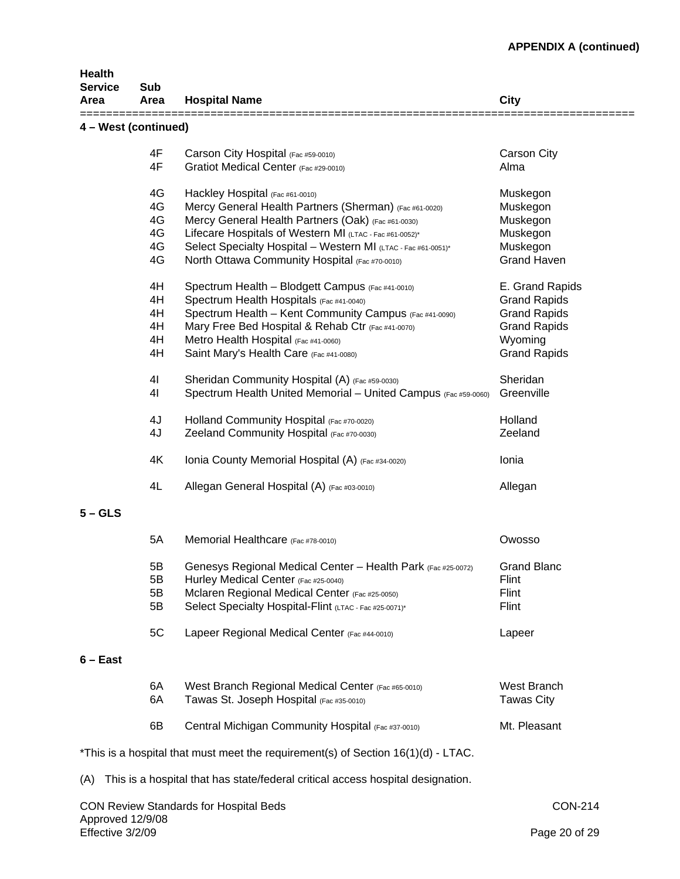**APPENDIX A (continued)**

| Health Service Area | Sub Area | Hospital Name | City |
|---|---|---|---|
| **4 – West (continued)** | | | |
| | 4F | Carson City Hospital (Fac #59-0010) | Carson City |
| | 4F | Gratiot Medical Center (Fac #29-0010) | Alma |
| | 4G | Hackley Hospital (Fac #61-0010) | Muskegon |
| | 4G | Mercy General Health Partners (Sherman) (Fac #61-0020) | Muskegon |
| | 4G | Mercy General Health Partners (Oak) (Fac #61-0030) | Muskegon |
| | 4G | Lifecare Hospitals of Western MI (LTAC - Fac #61-0052)* | Muskegon |
| | 4G | Select Specialty Hospital – Western MI (LTAC - Fac #61-0051)* | Muskegon |
| | 4G | North Ottawa Community Hospital (Fac #70-0010) | Grand Haven |
| | 4H | Spectrum Health – Blodgett Campus (Fac #41-0010) | E. Grand Rapids |
| | 4H | Spectrum Health Hospitals (Fac #41-0040) | Grand Rapids |
| | 4H | Spectrum Health – Kent Community Campus (Fac #41-0090) | Grand Rapids |
| | 4H | Mary Free Bed Hospital & Rehab Ctr (Fac #41-0070) | Grand Rapids |
| | 4H | Metro Health Hospital (Fac #41-0060) | Wyoming |
| | 4H | Saint Mary's Health Care (Fac #41-0080) | Grand Rapids |
| | 4I | Sheridan Community Hospital (A) (Fac #59-0030) | Sheridan |
| | 4I | Spectrum Health United Memorial – United Campus (Fac #59-0060) | Greenville |
| | 4J | Holland Community Hospital (Fac #70-0020) | Holland |
| | 4J | Zeeland Community Hospital (Fac #70-0030) | Zeeland |
| | 4K | Ionia County Memorial Hospital (A) (Fac #34-0020) | Ionia |
| | 4L | Allegan General Hospital (A) (Fac #03-0010) | Allegan |
| **5 – GLS** | | | |
| | 5A | Memorial Healthcare (Fac #78-0010) | Owosso |
| | 5B | Genesys Regional Medical Center – Health Park (Fac #25-0072) | Grand Blanc |
| | 5B | Hurley Medical Center (Fac #25-0040) | Flint |
| | 5B | Mclaren Regional Medical Center (Fac #25-0050) | Flint |
| | 5B | Select Specialty Hospital-Flint (LTAC - Fac #25-0071)* | Flint |
| | 5C | Lapeer Regional Medical Center (Fac #44-0010) | Lapeer |
| **6 – East** | | | |
| | 6A | West Branch Regional Medical Center (Fac #65-0010) | West Branch |
| | 6A | Tawas St. Joseph Hospital (Fac #35-0010) | Tawas City |
| | 6B | Central Michigan Community Hospital (Fac #37-0010) | Mt. Pleasant |

*This is a hospital that must meet the requirement(s) of Section 16(1)(d) - LTAC.

(A) This is a hospital that has state/federal critical access hospital designation.

CON Review Standards for Hospital Beds
Approved 12/9/08
Effective 3/2/09

CON-214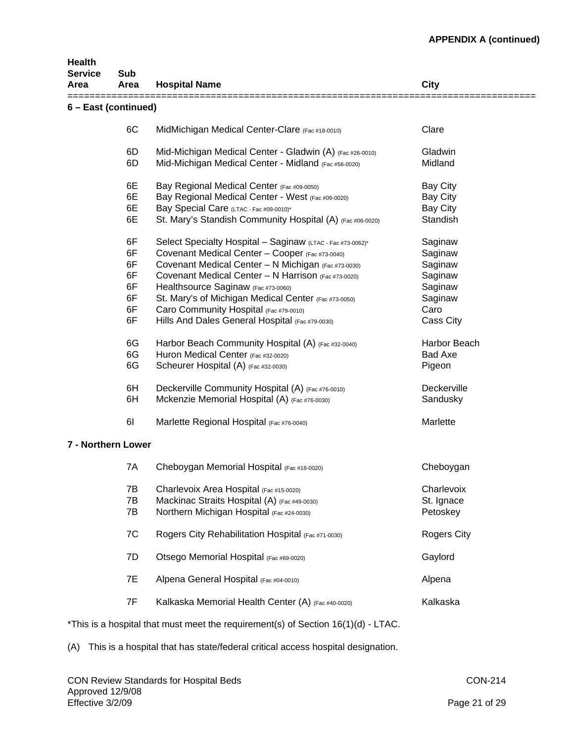**APPENDIX A (continued)**

| Health Service Area | Sub Area | Hospital Name | City |
|---|---|---|---|
| **6 – East (continued)** | | | |
| | 6C | MidMichigan Medical Center-Clare (Fac #18-0010) | Clare |
| | 6D | Mid-Michigan Medical Center - Gladwin (A) (Fac #26-0010) | Gladwin |
| | 6D | Mid-Michigan Medical Center - Midland (Fac #56-0020) | Midland |
| | 6E | Bay Regional Medical Center (Fac #09-0050) | Bay City |
| | 6E | Bay Regional Medical Center - West (Fac #09-0020) | Bay City |
| | 6E | Bay Special Care (LTAC - Fac #09-0010)* | Bay City |
| | 6E | St. Mary's Standish Community Hospital (A) (Fac #06-0020) | Standish |
| | 6F | Select Specialty Hospital – Saginaw (LTAC - Fac #73-0062)* | Saginaw |
| | 6F | Covenant Medical Center – Cooper (Fac #73-0040) | Saginaw |
| | 6F | Covenant Medical Center – N Michigan (Fac #73-0030) | Saginaw |
| | 6F | Covenant Medical Center – N Harrison (Fac #73-0020) | Saginaw |
| | 6F | Healthsource Saginaw (Fac #73-0060) | Saginaw |
| | 6F | St. Mary's of Michigan Medical Center (Fac #73-0050) | Saginaw |
| | 6F | Caro Community Hospital (Fac #79-0010) | Caro |
| | 6F | Hills And Dales General Hospital (Fac #79-0030) | Cass City |
| | 6G | Harbor Beach Community Hospital (A) (Fac #32-0040) | Harbor Beach |
| | 6G | Huron Medical Center (Fac #32-0020) | Bad Axe |
| | 6G | Scheurer Hospital (A) (Fac #32-0030) | Pigeon |
| | 6H | Deckerville Community Hospital (A) (Fac #76-0010) | Deckerville |
| | 6H | Mckenzie Memorial Hospital (A) (Fac #76-0030) | Sandusky |
| | 6I | Marlette Regional Hospital (Fac #76-0040) | Marlette |
| **7 - Northern Lower** | | | |
| | 7A | Cheboygan Memorial Hospital (Fac #16-0020) | Cheboygan |
| | 7B | Charlevoix Area Hospital (Fac #15-0020) | Charlevoix |
| | 7B | Mackinac Straits Hospital (A) (Fac #49-0030) | St. Ignace |
| | 7B | Northern Michigan Hospital (Fac #24-0030) | Petoskey |
| | 7C | Rogers City Rehabilitation Hospital (Fac #71-0030) | Rogers City |
| | 7D | Otsego Memorial Hospital (Fac #69-0020) | Gaylord |
| | 7E | Alpena General Hospital (Fac #04-0010) | Alpena |
| | 7F | Kalkaska Memorial Health Center (A) (Fac #40-0020) | Kalkaska |

*This is a hospital that must meet the requirement(s) of Section 16(1)(d) - LTAC.

(A) This is a hospital that has state/federal critical access hospital designation.

CON Review Standards for Hospital Beds CON-214
Approved 12/9/08
Effective 3/2/09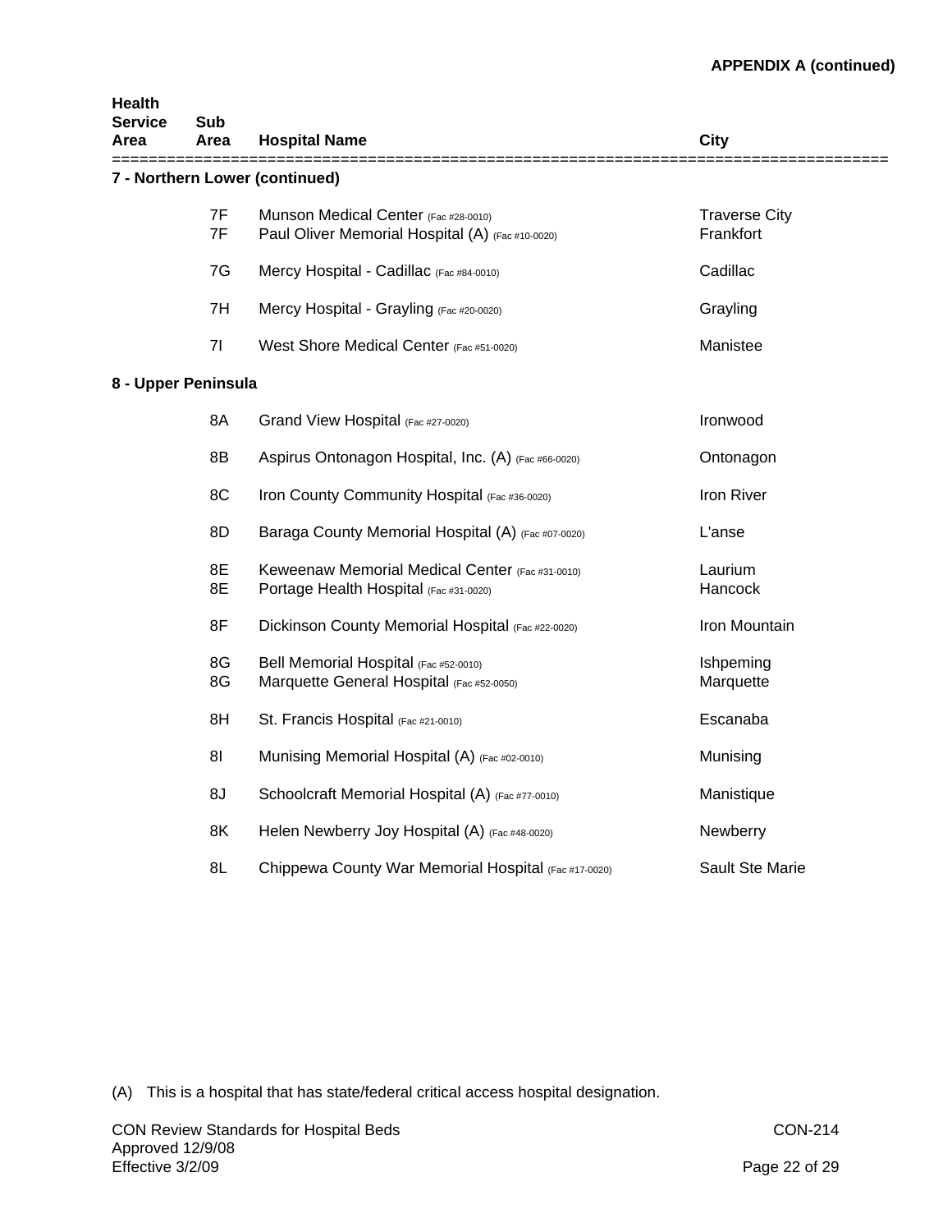**APPENDIX A (continued)**

| Health Service Area | Sub Area | Hospital Name | City |
|---|---|---|---|
| **7 - Northern Lower (continued)** | | | |
| | 7F | Munson Medical Center (Fac #28-0010) | Traverse City |
| | 7F | Paul Oliver Memorial Hospital (A) (Fac #10-0020) | Frankfort |
| | 7G | Mercy Hospital - Cadillac (Fac #84-0010) | Cadillac |
| | 7H | Mercy Hospital - Grayling (Fac #20-0020) | Grayling |
| | 7I | West Shore Medical Center (Fac #51-0020) | Manistee |
| **8 - Upper Peninsula** | | | |
| | 8A | Grand View Hospital (Fac #27-0020) | Ironwood |
| | 8B | Aspirus Ontonagon Hospital, Inc. (A) (Fac #66-0020) | Ontonagon |
| | 8C | Iron County Community Hospital (Fac #36-0020) | Iron River |
| | 8D | Baraga County Memorial Hospital (A) (Fac #07-0020) | L'anse |
| | 8E | Keweenaw Memorial Medical Center (Fac #31-0010) | Laurium |
| | 8E | Portage Health Hospital (Fac #31-0020) | Hancock |
| | 8F | Dickinson County Memorial Hospital (Fac #22-0020) | Iron Mountain |
| | 8G | Bell Memorial Hospital (Fac #52-0010) | Ishpeming |
| | 8G | Marquette General Hospital (Fac #52-0050) | Marquette |
| | 8H | St. Francis Hospital (Fac #21-0010) | Escanaba |
| | 8I | Munising Memorial Hospital (A) (Fac #02-0010) | Munising |
| | 8J | Schoolcraft Memorial Hospital (A) (Fac #77-0010) | Manistique |
| | 8K | Helen Newberry Joy Hospital (A) (Fac #48-0020) | Newberry |
| | 8L | Chippewa County War Memorial Hospital (Fac #17-0020) | Sault Ste Marie |

(A) This is a hospital that has state/federal critical access hospital designation.

CON Review Standards for Hospital Beds CON-214
Approved 12/9/08
Effective 3/2/09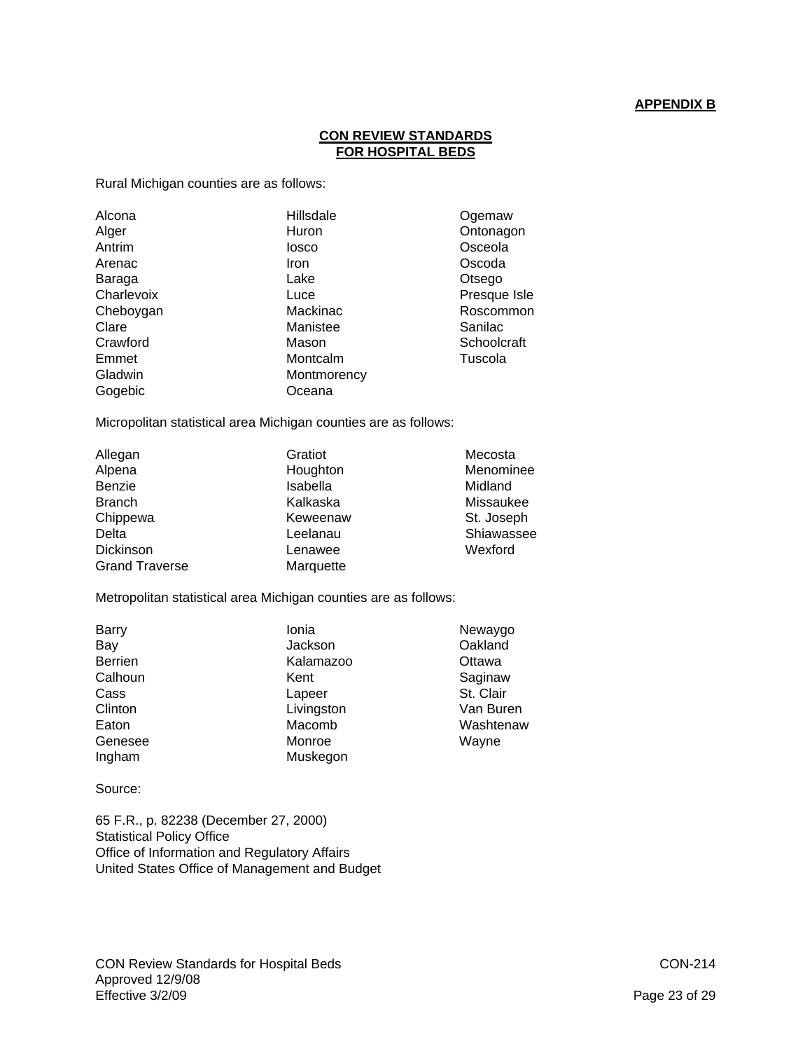**APPENDIX B**

## CON REVIEW STANDARDS FOR HOSPITAL BEDS

Rural Michigan counties are as follows:

| | | |
|---|---|---|
| Alcona | Hillsdale | Ogemaw |
| Alger | Huron | Ontonagon |
| Antrim | Iosco | Osceola |
| Arenac | Iron | Oscoda |
| Baraga | Lake | Otsego |
| Charlevoix | Luce | Presque Isle |
| Cheboygan | Mackinac | Roscommon |
| Clare | Manistee | Sanilac |
| Crawford | Mason | Schoolcraft |
| Emmet | Montcalm | Tuscola |
| Gladwin | Montmorency | |
| Gogebic | Oceana | |

Micropolitan statistical area Michigan counties are as follows:

| | | |
|---|---|---|
| Allegan | Gratiot | Mecosta |
| Alpena | Houghton | Menominee |
| Benzie | Isabella | Midland |
| Branch | Kalkaska | Missaukee |
| Chippewa | Keweenaw | St. Joseph |
| Delta | Leelanau | Shiawassee |
| Dickinson | Lenawee | Wexford |
| Grand Traverse | Marquette | |

Metropolitan statistical area Michigan counties are as follows:

| | | |
|---|---|---|
| Barry | Ionia | Newaygo |
| Bay | Jackson | Oakland |
| Berrien | Kalamazoo | Ottawa |
| Calhoun | Kent | Saginaw |
| Cass | Lapeer | St. Clair |
| Clinton | Livingston | Van Buren |
| Eaton | Macomb | Washtenaw |
| Genesee | Monroe | Wayne |
| Ingham | Muskegon | |

Source:

65 F.R., p. 82238 (December 27, 2000)
Statistical Policy Office
Office of Information and Regulatory Affairs
United States Office of Management and Budget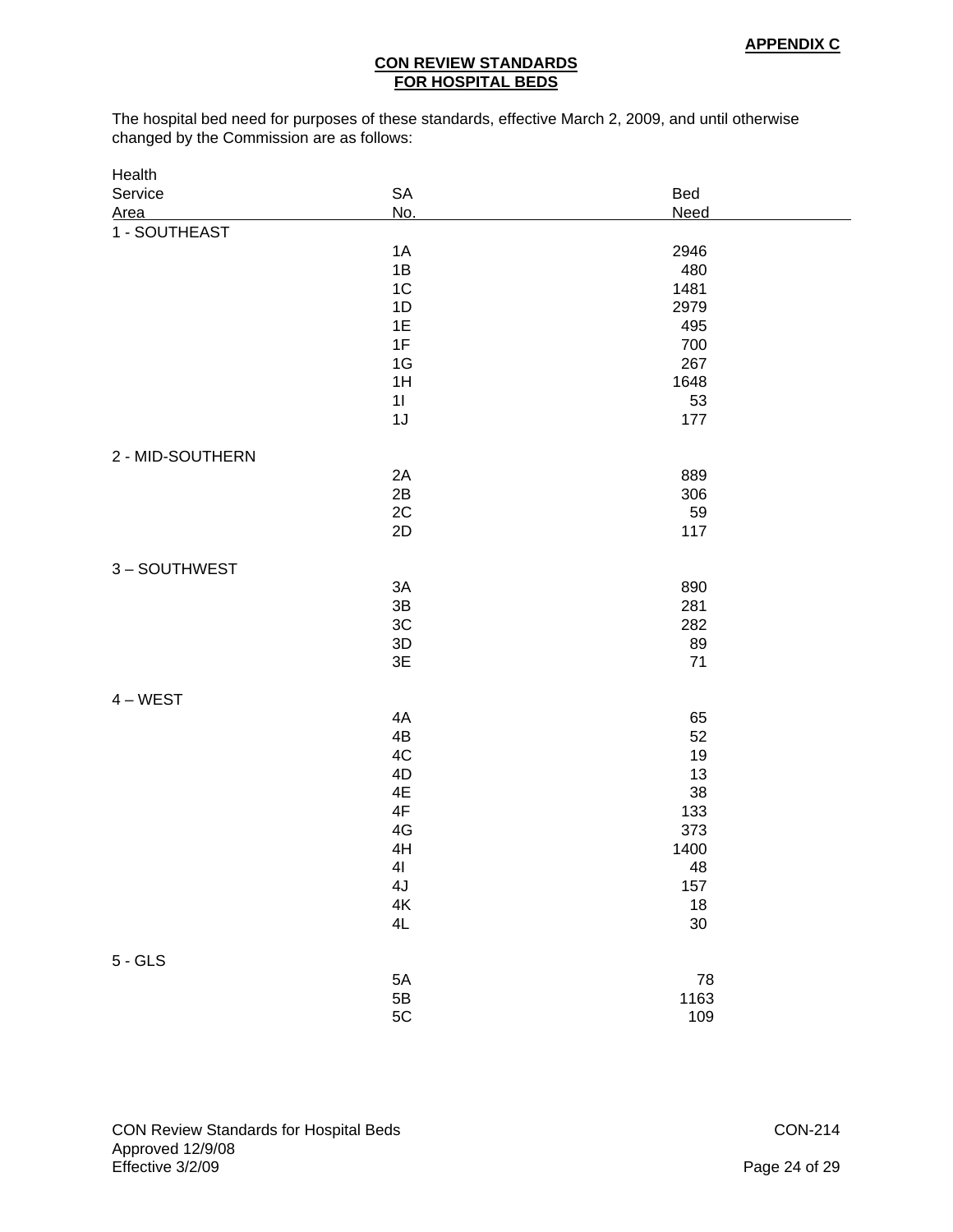**APPENDIX C**

**CON REVIEW STANDARDS**
**FOR HOSPITAL BEDS**

The hospital bed need for purposes of these standards, effective March 2, 2009, and until otherwise changed by the Commission are as follows:

| Health Service Area | SA No. | Bed Need |
|---|---|---|
| 1 - SOUTHEAST | | |
| | 1A | 2946 |
| | 1B | 480 |
| | 1C | 1481 |
| | 1D | 2979 |
| | 1E | 495 |
| | 1F | 700 |
| | 1G | 267 |
| | 1H | 1648 |
| | 1I | 53 |
| | 1J | 177 |
| 2 - MID-SOUTHERN | | |
| | 2A | 889 |
| | 2B | 306 |
| | 2C | 59 |
| | 2D | 117 |
| 3 – SOUTHWEST | | |
| | 3A | 890 |
| | 3B | 281 |
| | 3C | 282 |
| | 3D | 89 |
| | 3E | 71 |
| 4 – WEST | | |
| | 4A | 65 |
| | 4B | 52 |
| | 4C | 19 |
| | 4D | 13 |
| | 4E | 38 |
| | 4F | 133 |
| | 4G | 373 |
| | 4H | 1400 |
| | 4I | 48 |
| | 4J | 157 |
| | 4K | 18 |
| | 4L | 30 |
| 5 - GLS | | |
| | 5A | 78 |
| | 5B | 1163 |
| | 5C | 109 |

CON Review Standards for Hospital Beds
Approved 12/9/08
Effective 3/2/09
CON-214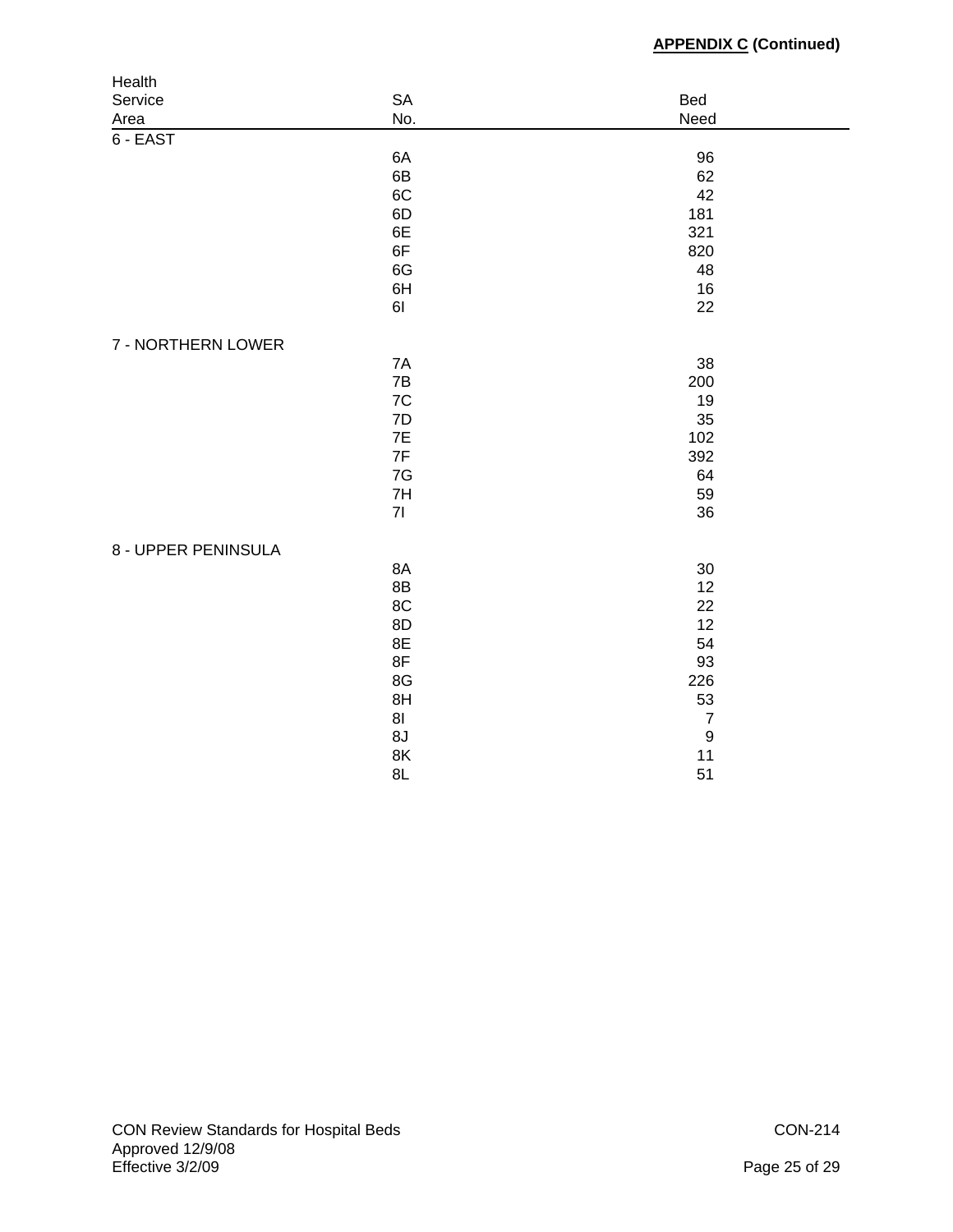**APPENDIX C (Continued)**

| Health Service Area | SA No. | Bed Need |
|---|---|---|
| 6 - EAST | | |
| | 6A | 96 |
| | 6B | 62 |
| | 6C | 42 |
| | 6D | 181 |
| | 6E | 321 |
| | 6F | 820 |
| | 6G | 48 |
| | 6H | 16 |
| | 6I | 22 |
| 7 - NORTHERN LOWER | | |
| | 7A | 38 |
| | 7B | 200 |
| | 7C | 19 |
| | 7D | 35 |
| | 7E | 102 |
| | 7F | 392 |
| | 7G | 64 |
| | 7H | 59 |
| | 7I | 36 |
| 8 - UPPER PENINSULA | | |
| | 8A | 30 |
| | 8B | 12 |
| | 8C | 22 |
| | 8D | 12 |
| | 8E | 54 |
| | 8F | 93 |
| | 8G | 226 |
| | 8H | 53 |
| | 8I | 7 |
| | 8J | 9 |
| | 8K | 11 |
| | 8L | 51 |

CON Review Standards for Hospital Beds
Approved 12/9/08
Effective 3/2/09

CON-214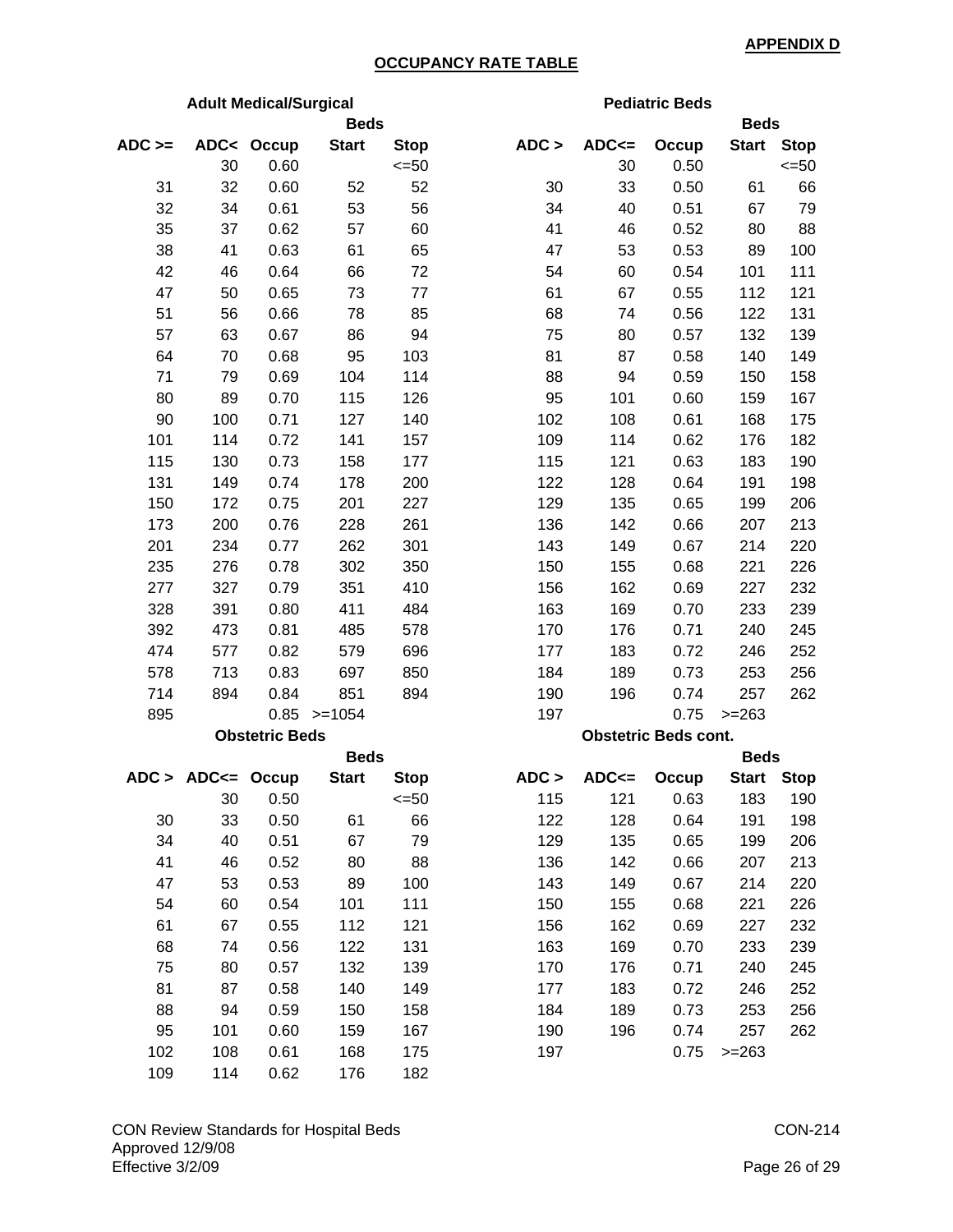**APPENDIX D**

**OCCUPANCY RATE TABLE**

**Adult Medical/Surgical**

| ADC >= | ADC< | Occup | Beds Start | Beds Stop |
|---|---|---|---|---|
| | 30 | 0.60 | | <=50 |
| 31 | 32 | 0.60 | 52 | 52 |
| 32 | 34 | 0.61 | 53 | 56 |
| 35 | 37 | 0.62 | 57 | 60 |
| 38 | 41 | 0.63 | 61 | 65 |
| 42 | 46 | 0.64 | 66 | 72 |
| 47 | 50 | 0.65 | 73 | 77 |
| 51 | 56 | 0.66 | 78 | 85 |
| 57 | 63 | 0.67 | 86 | 94 |
| 64 | 70 | 0.68 | 95 | 103 |
| 71 | 79 | 0.69 | 104 | 114 |
| 80 | 89 | 0.70 | 115 | 126 |
| 90 | 100 | 0.71 | 127 | 140 |
| 101 | 114 | 0.72 | 141 | 157 |
| 115 | 130 | 0.73 | 158 | 177 |
| 131 | 149 | 0.74 | 178 | 200 |
| 150 | 172 | 0.75 | 201 | 227 |
| 173 | 200 | 0.76 | 228 | 261 |
| 201 | 234 | 0.77 | 262 | 301 |
| 235 | 276 | 0.78 | 302 | 350 |
| 277 | 327 | 0.79 | 351 | 410 |
| 328 | 391 | 0.80 | 411 | 484 |
| 392 | 473 | 0.81 | 485 | 578 |
| 474 | 577 | 0.82 | 579 | 696 |
| 578 | 713 | 0.83 | 697 | 850 |
| 714 | 894 | 0.84 | 851 | 894 |
| 895 | | 0.85 | >=1054 | |

**Pediatric Beds**

| ADC > | ADC<= | Occup | Beds Start | Beds Stop |
|---|---|---|---|---|
| | 30 | 0.50 | | <=50 |
| 30 | 33 | 0.50 | 61 | 66 |
| 34 | 40 | 0.51 | 67 | 79 |
| 41 | 46 | 0.52 | 80 | 88 |
| 47 | 53 | 0.53 | 89 | 100 |
| 54 | 60 | 0.54 | 101 | 111 |
| 61 | 67 | 0.55 | 112 | 121 |
| 68 | 74 | 0.56 | 122 | 131 |
| 75 | 80 | 0.57 | 132 | 139 |
| 81 | 87 | 0.58 | 140 | 149 |
| 88 | 94 | 0.59 | 150 | 158 |
| 95 | 101 | 0.60 | 159 | 167 |
| 102 | 108 | 0.61 | 168 | 175 |
| 109 | 114 | 0.62 | 176 | 182 |
| 115 | 121 | 0.63 | 183 | 190 |
| 122 | 128 | 0.64 | 191 | 198 |
| 129 | 135 | 0.65 | 199 | 206 |
| 136 | 142 | 0.66 | 207 | 213 |
| 143 | 149 | 0.67 | 214 | 220 |
| 150 | 155 | 0.68 | 221 | 226 |
| 156 | 162 | 0.69 | 227 | 232 |
| 163 | 169 | 0.70 | 233 | 239 |
| 170 | 176 | 0.71 | 240 | 245 |
| 177 | 183 | 0.72 | 246 | 252 |
| 184 | 189 | 0.73 | 253 | 256 |
| 190 | 196 | 0.74 | 257 | 262 |
| 197 | | 0.75 | >=263 | |

**Obstetric Beds**

| ADC > | ADC<= | Occup | Beds Start | Beds Stop |
|---|---|---|---|---|
| | 30 | 0.50 | | <=50 |
| 30 | 33 | 0.50 | 61 | 66 |
| 34 | 40 | 0.51 | 67 | 79 |
| 41 | 46 | 0.52 | 80 | 88 |
| 47 | 53 | 0.53 | 89 | 100 |
| 54 | 60 | 0.54 | 101 | 111 |
| 61 | 67 | 0.55 | 112 | 121 |
| 68 | 74 | 0.56 | 122 | 131 |
| 75 | 80 | 0.57 | 132 | 139 |
| 81 | 87 | 0.58 | 140 | 149 |
| 88 | 94 | 0.59 | 150 | 158 |
| 95 | 101 | 0.60 | 159 | 167 |
| 102 | 108 | 0.61 | 168 | 175 |
| 109 | 114 | 0.62 | 176 | 182 |

**Obstetric Beds cont.**

| ADC > | ADC<= | Occup | Beds Start | Beds Stop |
|---|---|---|---|---|
| 115 | 121 | 0.63 | 183 | 190 |
| 122 | 128 | 0.64 | 191 | 198 |
| 129 | 135 | 0.65 | 199 | 206 |
| 136 | 142 | 0.66 | 207 | 213 |
| 143 | 149 | 0.67 | 214 | 220 |
| 150 | 155 | 0.68 | 221 | 226 |
| 156 | 162 | 0.69 | 227 | 232 |
| 163 | 169 | 0.70 | 233 | 239 |
| 170 | 176 | 0.71 | 240 | 245 |
| 177 | 183 | 0.72 | 246 | 252 |
| 184 | 189 | 0.73 | 253 | 256 |
| 190 | 196 | 0.74 | 257 | 262 |
| 197 | | 0.75 | >=263 | |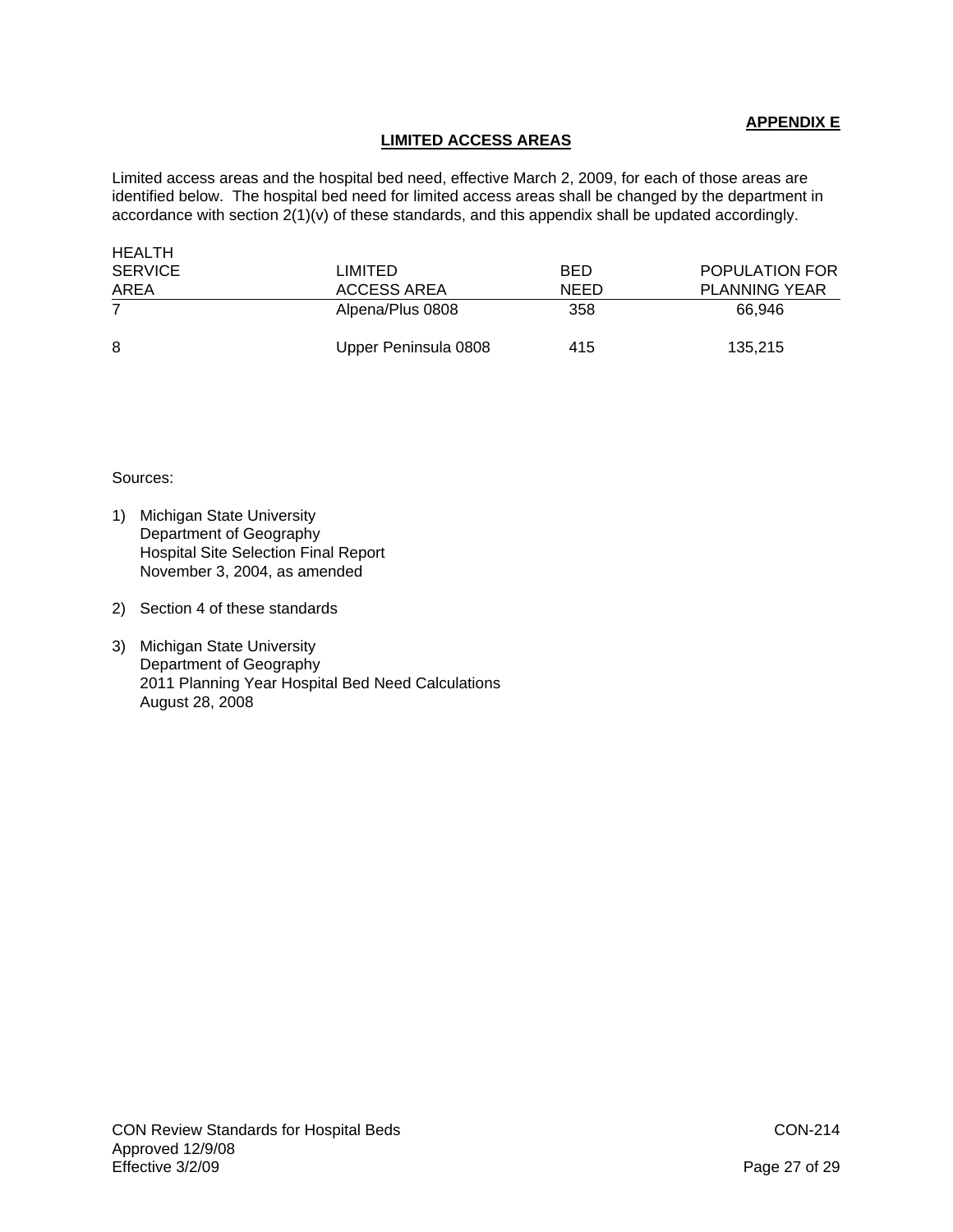**APPENDIX E**

**LIMITED ACCESS AREAS**

Limited access areas and the hospital bed need, effective March 2, 2009, for each of those areas are identified below. The hospital bed need for limited access areas shall be changed by the department in accordance with section 2(1)(v) of these standards, and this appendix shall be updated accordingly.

| HEALTH SERVICE AREA | LIMITED ACCESS AREA | BED NEED | POPULATION FOR PLANNING YEAR |
|---|---|---|---|
| 7 | Alpena/Plus 0808 | 358 | 66,946 |
| 8 | Upper Peninsula 0808 | 415 | 135,215 |

Sources:

1) Michigan State University
   Department of Geography
   Hospital Site Selection Final Report
   November 3, 2004, as amended

2) Section 4 of these standards

3) Michigan State University
   Department of Geography
   2011 Planning Year Hospital Bed Need Calculations
   August 28, 2008

CON Review Standards for Hospital Beds
Approved 12/9/08
Effective 3/2/09

CON-214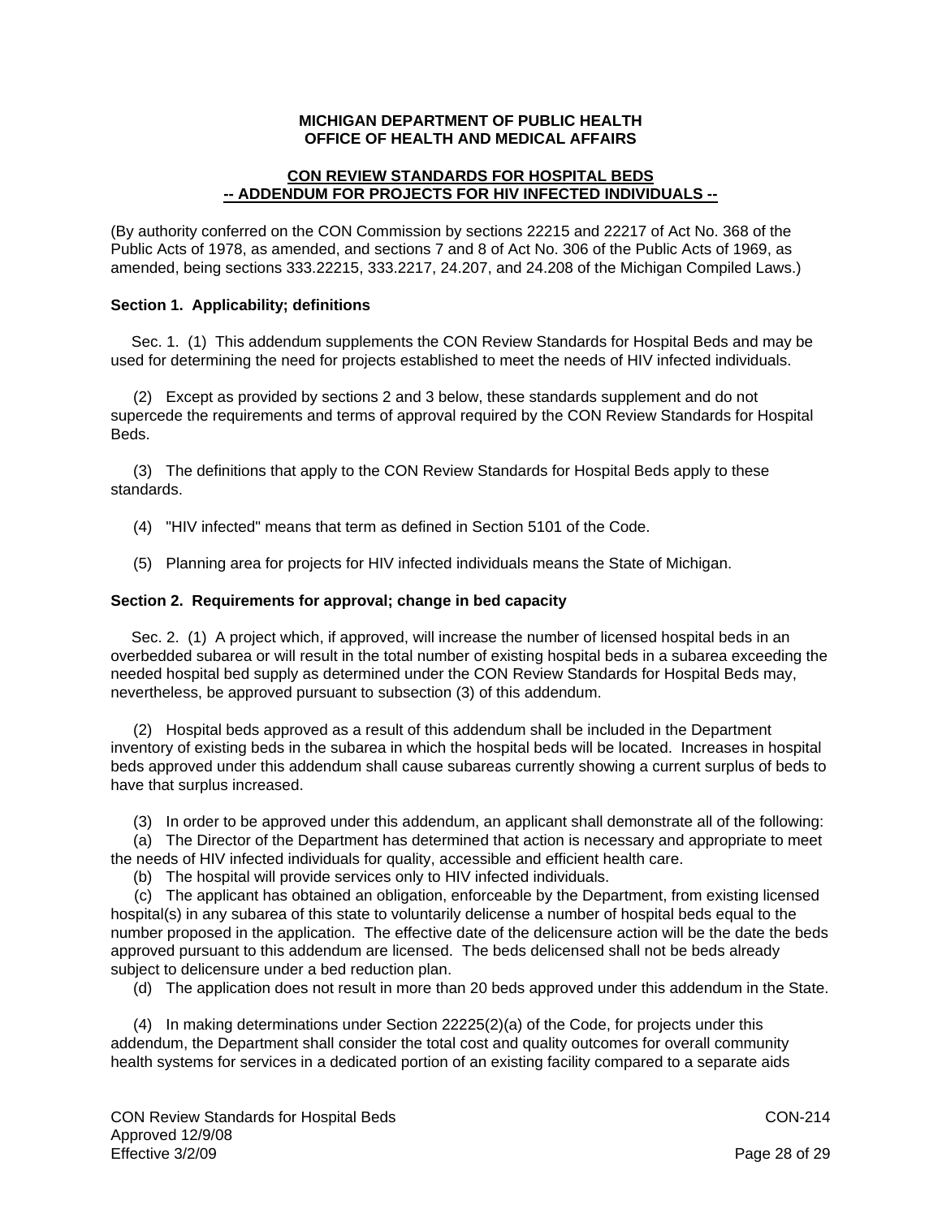**MICHIGAN DEPARTMENT OF PUBLIC HEALTH**
**OFFICE OF HEALTH AND MEDICAL AFFAIRS**

**CON REVIEW STANDARDS FOR HOSPITAL BEDS**
**-- ADDENDUM FOR PROJECTS FOR HIV INFECTED INDIVIDUALS --**

(By authority conferred on the CON Commission by sections 22215 and 22217 of Act No. 368 of the Public Acts of 1978, as amended, and sections 7 and 8 of Act No. 306 of the Public Acts of 1969, as amended, being sections 333.22215, 333.2217, 24.207, and 24.208 of the Michigan Compiled Laws.)

**Section 1. Applicability; definitions**

Sec. 1. (1) This addendum supplements the CON Review Standards for Hospital Beds and may be used for determining the need for projects established to meet the needs of HIV infected individuals.

(2) Except as provided by sections 2 and 3 below, these standards supplement and do not supercede the requirements and terms of approval required by the CON Review Standards for Hospital Beds.

(3) The definitions that apply to the CON Review Standards for Hospital Beds apply to these standards.

(4) "HIV infected" means that term as defined in Section 5101 of the Code.

(5) Planning area for projects for HIV infected individuals means the State of Michigan.

**Section 2. Requirements for approval; change in bed capacity**

Sec. 2. (1) A project which, if approved, will increase the number of licensed hospital beds in an overbedded subarea or will result in the total number of existing hospital beds in a subarea exceeding the needed hospital bed supply as determined under the CON Review Standards for Hospital Beds may, nevertheless, be approved pursuant to subsection (3) of this addendum.

(2) Hospital beds approved as a result of this addendum shall be included in the Department inventory of existing beds in the subarea in which the hospital beds will be located. Increases in hospital beds approved under this addendum shall cause subareas currently showing a current surplus of beds to have that surplus increased.

(3) In order to be approved under this addendum, an applicant shall demonstrate all of the following:
(a) The Director of the Department has determined that action is necessary and appropriate to meet the needs of HIV infected individuals for quality, accessible and efficient health care.
(b) The hospital will provide services only to HIV infected individuals.
(c) The applicant has obtained an obligation, enforceable by the Department, from existing licensed hospital(s) in any subarea of this state to voluntarily delicense a number of hospital beds equal to the number proposed in the application. The effective date of the delicensure action will be the date the beds approved pursuant to this addendum are licensed. The beds delicensed shall not be beds already subject to delicensure under a bed reduction plan.
(d) The application does not result in more than 20 beds approved under this addendum in the State.

(4) In making determinations under Section 22225(2)(a) of the Code, for projects under this addendum, the Department shall consider the total cost and quality outcomes for overall community health systems for services in a dedicated portion of an existing facility compared to a separate aids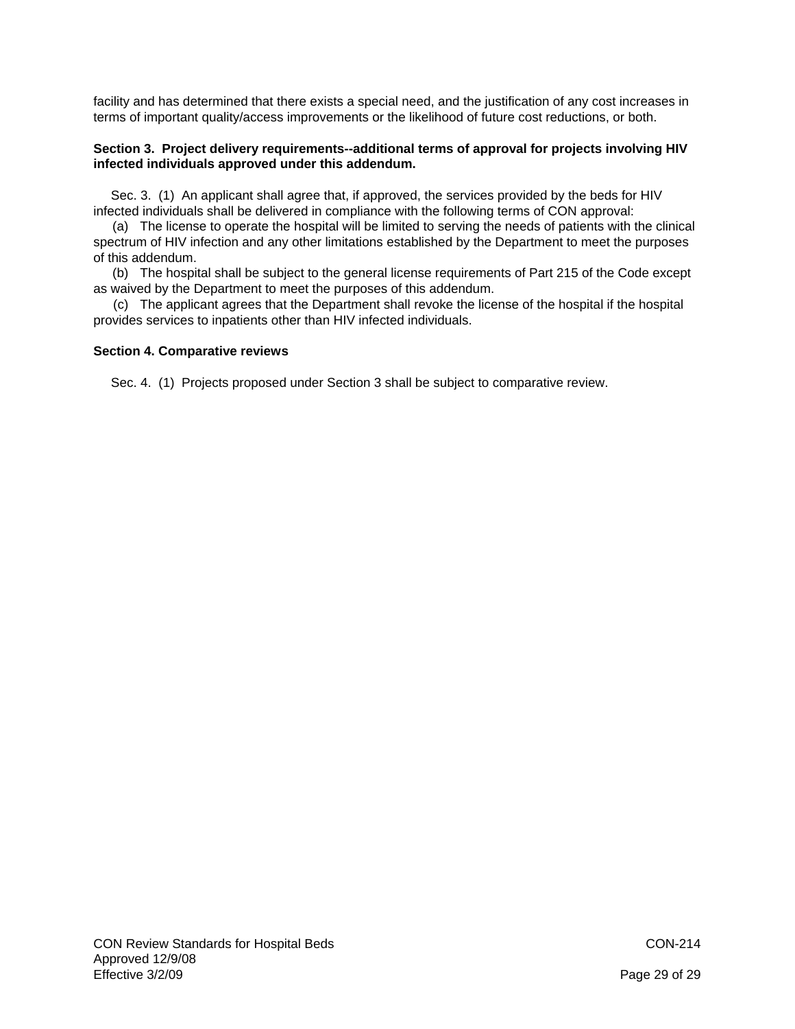facility and has determined that there exists a special need, and the justification of any cost increases in terms of important quality/access improvements or the likelihood of future cost reductions, or both.

**Section 3. Project delivery requirements--additional terms of approval for projects involving HIV infected individuals approved under this addendum.**

Sec. 3. (1) An applicant shall agree that, if approved, the services provided by the beds for HIV infected individuals shall be delivered in compliance with the following terms of CON approval:

(a) The license to operate the hospital will be limited to serving the needs of patients with the clinical spectrum of HIV infection and any other limitations established by the Department to meet the purposes of this addendum.

(b) The hospital shall be subject to the general license requirements of Part 215 of the Code except as waived by the Department to meet the purposes of this addendum.

(c) The applicant agrees that the Department shall revoke the license of the hospital if the hospital provides services to inpatients other than HIV infected individuals.

**Section 4. Comparative reviews**

Sec. 4. (1) Projects proposed under Section 3 shall be subject to comparative review.